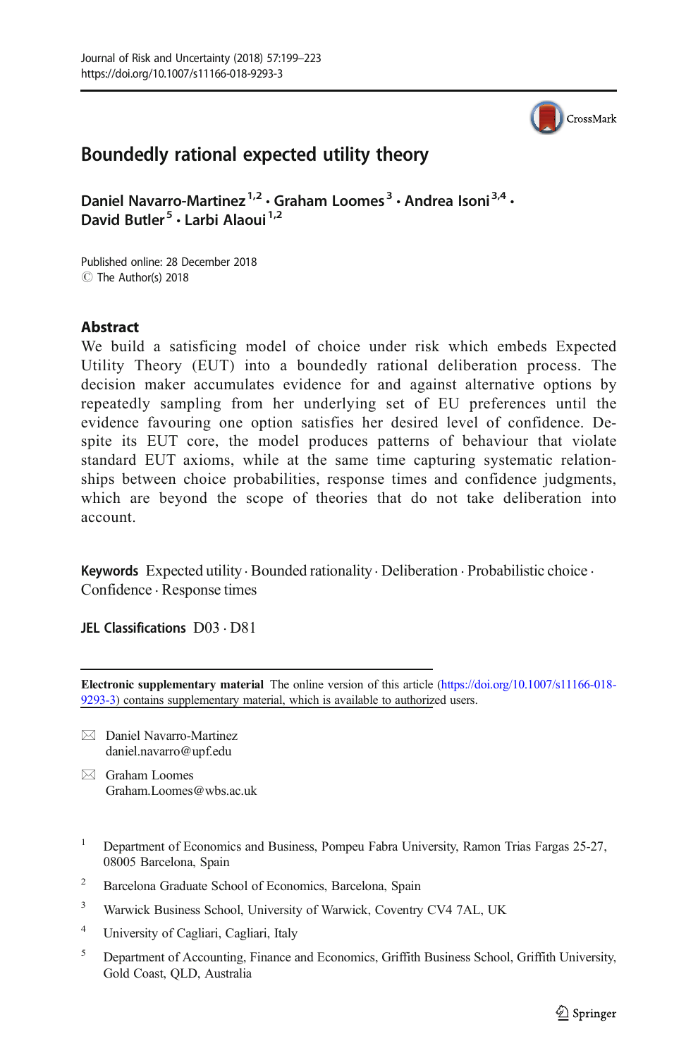# Boundedly rational expected utility theory

Daniel Navarro-Martinez[1,2] · Graham Loomes[3] · Andrea Isoni[3,4] · David Butler[5] · Larbi Alaoui[1,2]

Published online: 28 December 2018
© The Author(s) 2018

## Abstract

We build a satisficing model of choice under risk which embeds Expected Utility Theory (EUT) into a boundedly rational deliberation process. The decision maker accumulates evidence for and against alternative options by repeatedly sampling from her underlying set of EU preferences until the evidence favouring one option satisfies her desired level of confidence. Despite its EUT core, the model produces patterns of behaviour that violate standard EUT axioms, while at the same time capturing systematic relationships between choice probabilities, response times and confidence judgments, which are beyond the scope of theories that do not take deliberation into account.

**Keywords** Expected utility · Bounded rationality · Deliberation · Probabilistic choice · Confidence · Response times

**JEL Classifications** D03 · D81

**Electronic supplementary material** The online version of this article (https://doi.org/10.1007/s11166-018-9293-3) contains supplementary material, which is available to authorized users.

✉ Daniel Navarro-Martinez
daniel.navarro@upf.edu

✉ Graham Loomes
Graham.Loomes@wbs.ac.uk

[1] Department of Economics and Business, Pompeu Fabra University, Ramon Trias Fargas 25-27, 08005 Barcelona, Spain

[2] Barcelona Graduate School of Economics, Barcelona, Spain

[3] Warwick Business School, University of Warwick, Coventry CV4 7AL, UK

[4] University of Cagliari, Cagliari, Italy

[5] Department of Accounting, Finance and Economics, Griffith Business School, Griffith University, Gold Coast, QLD, Australia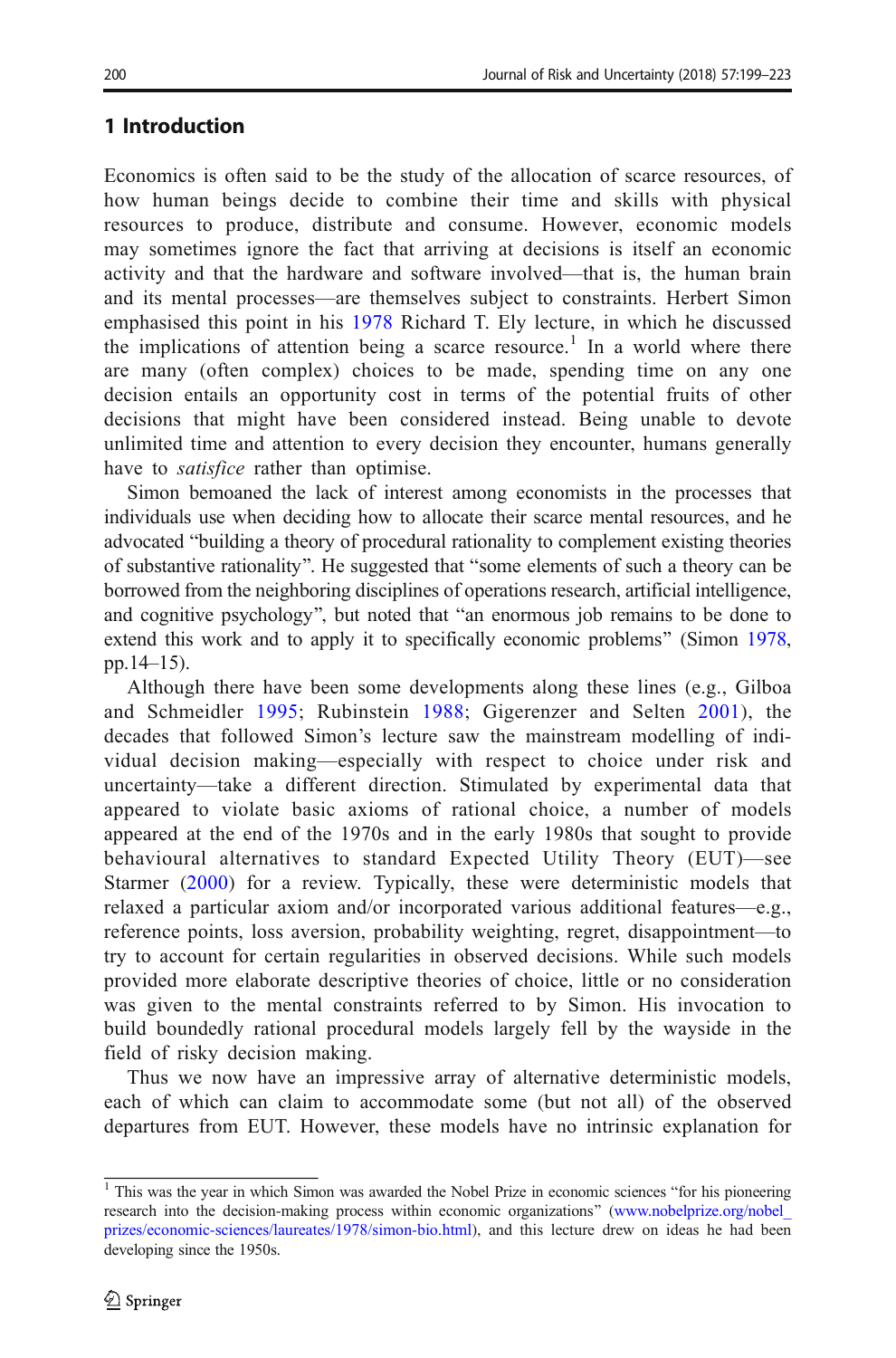## 1 Introduction

Economics is often said to be the study of the allocation of scarce resources, of how human beings decide to combine their time and skills with physical resources to produce, distribute and consume. However, economic models may sometimes ignore the fact that arriving at decisions is itself an economic activity and that the hardware and software involved—that is, the human brain and its mental processes—are themselves subject to constraints. Herbert Simon emphasised this point in his 1978 Richard T. Ely lecture, in which he discussed the implications of attention being a scarce resource.[1] In a world where there are many (often complex) choices to be made, spending time on any one decision entails an opportunity cost in terms of the potential fruits of other decisions that might have been considered instead. Being unable to devote unlimited time and attention to every decision they encounter, humans generally have to *satisfice* rather than optimise.

Simon bemoaned the lack of interest among economists in the processes that individuals use when deciding how to allocate their scarce mental resources, and he advocated "building a theory of procedural rationality to complement existing theories of substantive rationality". He suggested that "some elements of such a theory can be borrowed from the neighboring disciplines of operations research, artificial intelligence, and cognitive psychology", but noted that "an enormous job remains to be done to extend this work and to apply it to specifically economic problems" (Simon 1978, pp.14–15).

Although there have been some developments along these lines (e.g., Gilboa and Schmeidler 1995; Rubinstein 1988; Gigerenzer and Selten 2001), the decades that followed Simon's lecture saw the mainstream modelling of individual decision making—especially with respect to choice under risk and uncertainty—take a different direction. Stimulated by experimental data that appeared to violate basic axioms of rational choice, a number of models appeared at the end of the 1970s and in the early 1980s that sought to provide behavioural alternatives to standard Expected Utility Theory (EUT)—see Starmer (2000) for a review. Typically, these were deterministic models that relaxed a particular axiom and/or incorporated various additional features—e.g., reference points, loss aversion, probability weighting, regret, disappointment—to try to account for certain regularities in observed decisions. While such models provided more elaborate descriptive theories of choice, little or no consideration was given to the mental constraints referred to by Simon. His invocation to build boundedly rational procedural models largely fell by the wayside in the field of risky decision making.

Thus we now have an impressive array of alternative deterministic models, each of which can claim to accommodate some (but not all) of the observed departures from EUT. However, these models have no intrinsic explanation for

[1] This was the year in which Simon was awarded the Nobel Prize in economic sciences "for his pioneering research into the decision-making process within economic organizations" (www.nobelprize.org/nobel_prizes/economic-sciences/laureates/1978/simon-bio.html), and this lecture drew on ideas he had been developing since the 1950s.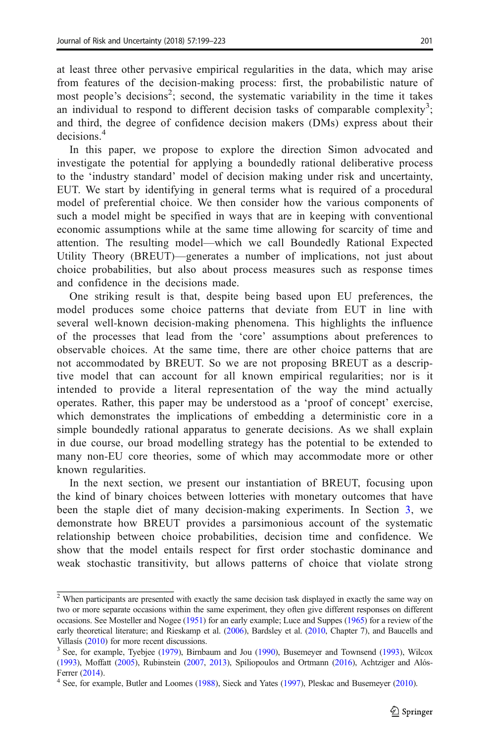at least three other pervasive empirical regularities in the data, which may arise from features of the decision-making process: first, the probabilistic nature of most people's decisions[2]; second, the systematic variability in the time it takes an individual to respond to different decision tasks of comparable complexity[3]; and third, the degree of confidence decision makers (DMs) express about their decisions.[4]

In this paper, we propose to explore the direction Simon advocated and investigate the potential for applying a boundedly rational deliberative process to the 'industry standard' model of decision making under risk and uncertainty, EUT. We start by identifying in general terms what is required of a procedural model of preferential choice. We then consider how the various components of such a model might be specified in ways that are in keeping with conventional economic assumptions while at the same time allowing for scarcity of time and attention. The resulting model—which we call Boundedly Rational Expected Utility Theory (BREUT)—generates a number of implications, not just about choice probabilities, but also about process measures such as response times and confidence in the decisions made.

One striking result is that, despite being based upon EU preferences, the model produces some choice patterns that deviate from EUT in line with several well-known decision-making phenomena. This highlights the influence of the processes that lead from the 'core' assumptions about preferences to observable choices. At the same time, there are other choice patterns that are not accommodated by BREUT. So we are not proposing BREUT as a descriptive model that can account for all known empirical regularities; nor is it intended to provide a literal representation of the way the mind actually operates. Rather, this paper may be understood as a 'proof of concept' exercise, which demonstrates the implications of embedding a deterministic core in a simple boundedly rational apparatus to generate decisions. As we shall explain in due course, our broad modelling strategy has the potential to be extended to many non-EU core theories, some of which may accommodate more or other known regularities.

In the next section, we present our instantiation of BREUT, focusing upon the kind of binary choices between lotteries with monetary outcomes that have been the staple diet of many decision-making experiments. In Section 3, we demonstrate how BREUT provides a parsimonious account of the systematic relationship between choice probabilities, decision time and confidence. We show that the model entails respect for first order stochastic dominance and weak stochastic transitivity, but allows patterns of choice that violate strong

---

[2] When participants are presented with exactly the same decision task displayed in exactly the same way on two or more separate occasions within the same experiment, they often give different responses on different occasions. See Mosteller and Nogee (1951) for an early example; Luce and Suppes (1965) for a review of the early theoretical literature; and Rieskamp et al. (2006), Bardsley et al. (2010, Chapter 7), and Baucells and Villasís (2010) for more recent discussions.

[3] See, for example, Tyebjee (1979), Birnbaum and Jou (1990), Busemeyer and Townsend (1993), Wilcox (1993), Moffatt (2005), Rubinstein (2007, 2013), Spiliopoulos and Ortmann (2016), Achtziger and Alós-Ferrer (2014).

[4] See, for example, Butler and Loomes (1988), Sieck and Yates (1997), Pleskac and Busemeyer (2010).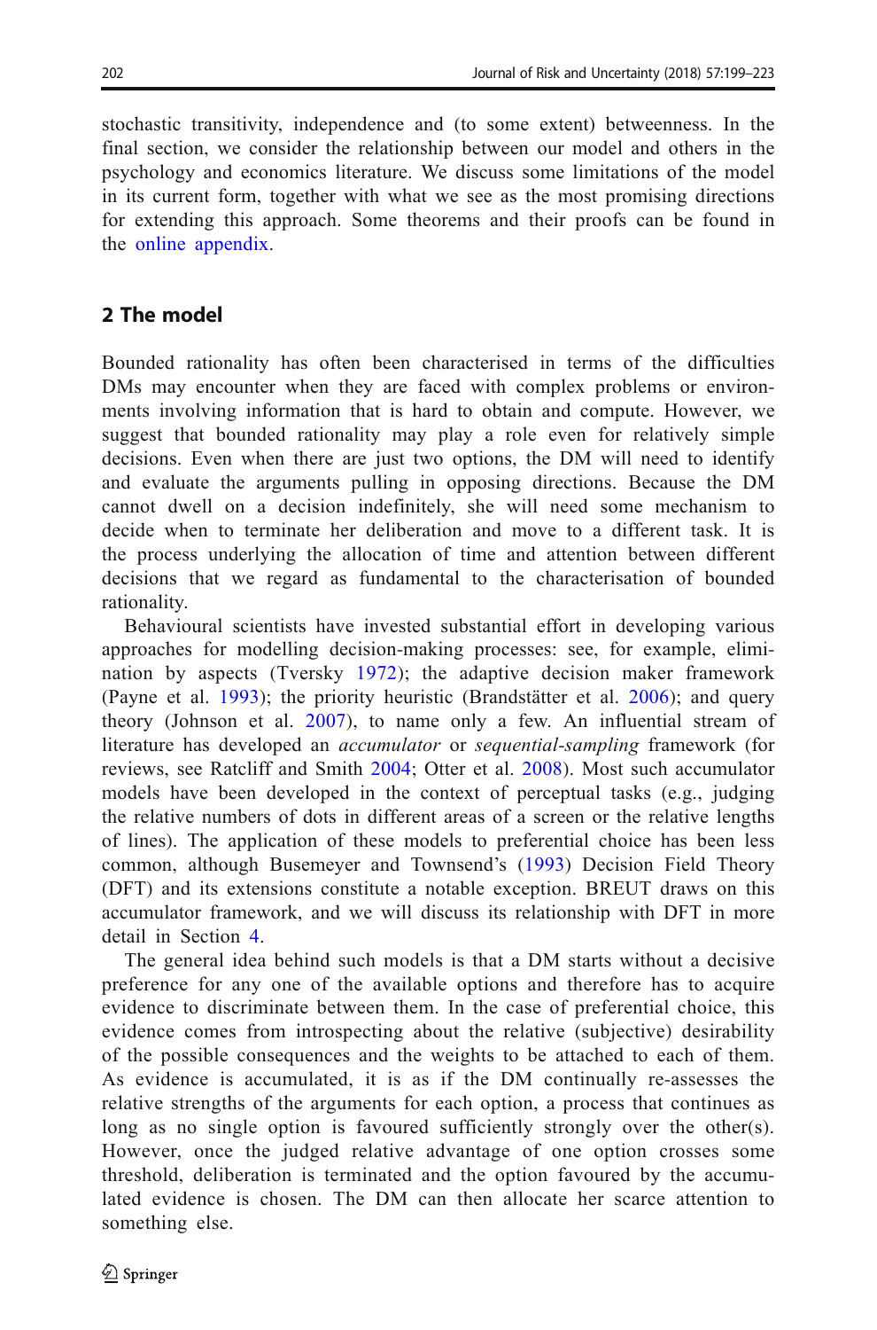stochastic transitivity, independence and (to some extent) betweenness. In the final section, we consider the relationship between our model and others in the psychology and economics literature. We discuss some limitations of the model in its current form, together with what we see as the most promising directions for extending this approach. Some theorems and their proofs can be found in the online appendix.

## 2 The model

Bounded rationality has often been characterised in terms of the difficulties DMs may encounter when they are faced with complex problems or environments involving information that is hard to obtain and compute. However, we suggest that bounded rationality may play a role even for relatively simple decisions. Even when there are just two options, the DM will need to identify and evaluate the arguments pulling in opposing directions. Because the DM cannot dwell on a decision indefinitely, she will need some mechanism to decide when to terminate her deliberation and move to a different task. It is the process underlying the allocation of time and attention between different decisions that we regard as fundamental to the characterisation of bounded rationality.

Behavioural scientists have invested substantial effort in developing various approaches for modelling decision-making processes: see, for example, elimination by aspects (Tversky 1972); the adaptive decision maker framework (Payne et al. 1993); the priority heuristic (Brandstätter et al. 2006); and query theory (Johnson et al. 2007), to name only a few. An influential stream of literature has developed an *accumulator* or *sequential-sampling* framework (for reviews, see Ratcliff and Smith 2004; Otter et al. 2008). Most such accumulator models have been developed in the context of perceptual tasks (e.g., judging the relative numbers of dots in different areas of a screen or the relative lengths of lines). The application of these models to preferential choice has been less common, although Busemeyer and Townsend's (1993) Decision Field Theory (DFT) and its extensions constitute a notable exception. BREUT draws on this accumulator framework, and we will discuss its relationship with DFT in more detail in Section 4.

The general idea behind such models is that a DM starts without a decisive preference for any one of the available options and therefore has to acquire evidence to discriminate between them. In the case of preferential choice, this evidence comes from introspecting about the relative (subjective) desirability of the possible consequences and the weights to be attached to each of them. As evidence is accumulated, it is as if the DM continually re-assesses the relative strengths of the arguments for each option, a process that continues as long as no single option is favoured sufficiently strongly over the other(s). However, once the judged relative advantage of one option crosses some threshold, deliberation is terminated and the option favoured by the accumulated evidence is chosen. The DM can then allocate her scarce attention to something else.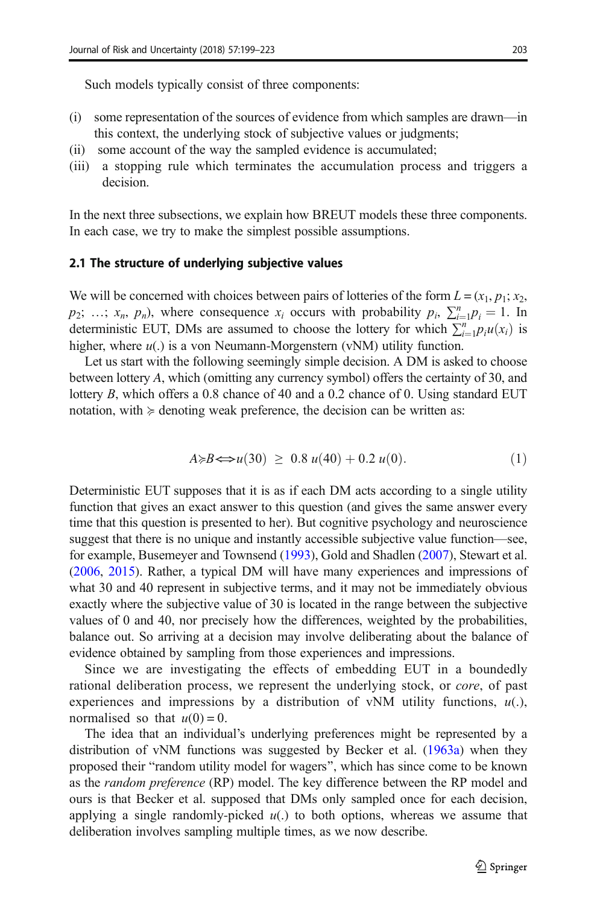Such models typically consist of three components:

(i) some representation of the sources of evidence from which samples are drawn—in this context, the underlying stock of subjective values or judgments;
(ii) some account of the way the sampled evidence is accumulated;
(iii) a stopping rule which terminates the accumulation process and triggers a decision.

In the next three subsections, we explain how BREUT models these three components. In each case, we try to make the simplest possible assumptions.

### 2.1 The structure of underlying subjective values

We will be concerned with choices between pairs of lotteries of the form $L = (x_1, p_1; x_2, p_2; \ldots; x_n, p_n)$, where consequence $x_i$ occurs with probability $p_i$, $\sum_{i=1}^{n} p_i = 1$. In deterministic EUT, DMs are assumed to choose the lottery for which $\sum_{i=1}^{n} p_i u(x_i)$ is higher, where $u(.)$ is a von Neumann-Morgenstern (vNM) utility function.

Let us start with the following seemingly simple decision. A DM is asked to choose between lottery $A$, which (omitting any currency symbol) offers the certainty of 30, and lottery $B$, which offers a 0.8 chance of 40 and a 0.2 chance of 0. Using standard EUT notation, with $\succcurlyeq$ denoting weak preference, the decision can be written as:

$$A \succcurlyeq B \Longleftrightarrow u(30) \geq 0.8\, u(40) + 0.2\, u(0). \tag{1}$$

Deterministic EUT supposes that it is as if each DM acts according to a single utility function that gives an exact answer to this question (and gives the same answer every time that this question is presented to her). But cognitive psychology and neuroscience suggest that there is no unique and instantly accessible subjective value function—see, for example, Busemeyer and Townsend (1993), Gold and Shadlen (2007), Stewart et al. (2006, 2015). Rather, a typical DM will have many experiences and impressions of what 30 and 40 represent in subjective terms, and it may not be immediately obvious exactly where the subjective value of 30 is located in the range between the subjective values of 0 and 40, nor precisely how the differences, weighted by the probabilities, balance out. So arriving at a decision may involve deliberating about the balance of evidence obtained by sampling from those experiences and impressions.

Since we are investigating the effects of embedding EUT in a boundedly rational deliberation process, we represent the underlying stock, or *core*, of past experiences and impressions by a distribution of vNM utility functions, $u(.)$, normalised so that $u(0) = 0$.

The idea that an individual's underlying preferences might be represented by a distribution of vNM functions was suggested by Becker et al. (1963a) when they proposed their "random utility model for wagers", which has since come to be known as the *random preference* (RP) model. The key difference between the RP model and ours is that Becker et al. supposed that DMs only sampled once for each decision, applying a single randomly-picked $u(.)$ to both options, whereas we assume that deliberation involves sampling multiple times, as we now describe.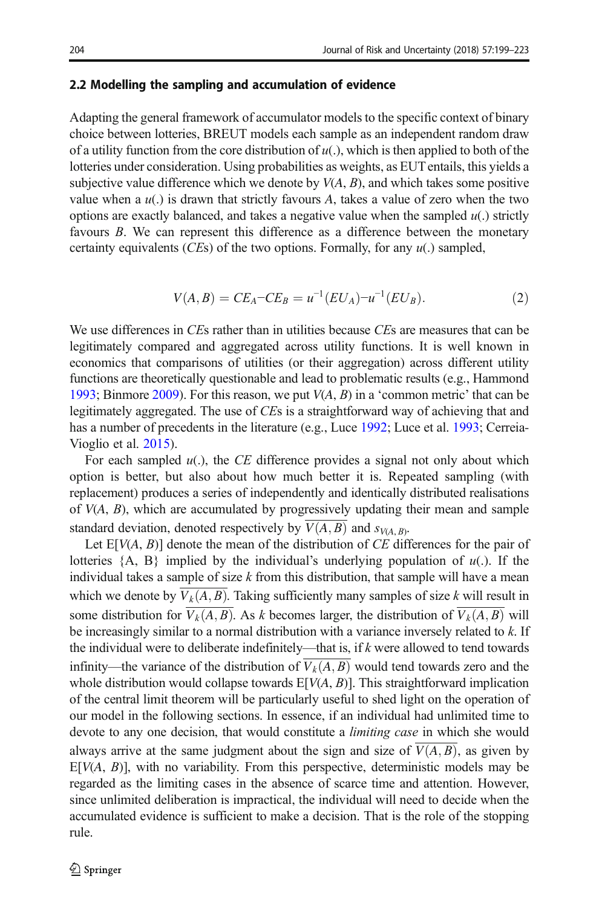### 2.2 Modelling the sampling and accumulation of evidence

Adapting the general framework of accumulator models to the specific context of binary choice between lotteries, BREUT models each sample as an independent random draw of a utility function from the core distribution of $u(.)$, which is then applied to both of the lotteries under consideration. Using probabilities as weights, as EUT entails, this yields a subjective value difference which we denote by $V(A, B)$, and which takes some positive value when a $u(.)$ is drawn that strictly favours $A$, takes a value of zero when the two options are exactly balanced, and takes a negative value when the sampled $u(.)$ strictly favours $B$. We can represent this difference as a difference between the monetary certainty equivalents ($CE$s) of the two options. Formally, for any $u(.)$ sampled,

$$V(A,B) = CE_A - CE_B = u^{-1}(EU_A) - u^{-1}(EU_B). \tag{2}$$

We use differences in $CE$s rather than in utilities because $CE$s are measures that can be legitimately compared and aggregated across utility functions. It is well known in economics that comparisons of utilities (or their aggregation) across different utility functions are theoretically questionable and lead to problematic results (e.g., Hammond 1993; Binmore 2009). For this reason, we put $V(A, B)$ in a 'common metric' that can be legitimately aggregated. The use of $CE$s is a straightforward way of achieving that and has a number of precedents in the literature (e.g., Luce 1992; Luce et al. 1993; Cerreia-Vioglio et al. 2015).

For each sampled $u(.)$, the $CE$ difference provides a signal not only about which option is better, but also about how much better it is. Repeated sampling (with replacement) produces a series of independently and identically distributed realisations of $V(A, B)$, which are accumulated by progressively updating their mean and sample standard deviation, denoted respectively by $\overline{V(A,B)}$ and $s_{V(A,B)}$.

Let E[$V(A, B)$] denote the mean of the distribution of $CE$ differences for the pair of lotteries {A, B} implied by the individual's underlying population of $u(.)$. If the individual takes a sample of size $k$ from this distribution, that sample will have a mean which we denote by $\overline{V_k(A,B)}$. Taking sufficiently many samples of size $k$ will result in some distribution for $\overline{V_k(A,B)}$. As $k$ becomes larger, the distribution of $\overline{V_k(A,B)}$ will be increasingly similar to a normal distribution with a variance inversely related to $k$. If the individual were to deliberate indefinitely—that is, if $k$ were allowed to tend towards infinity—the variance of the distribution of $\overline{V_k(A,B)}$ would tend towards zero and the whole distribution would collapse towards E[$V(A, B)$]. This straightforward implication of the central limit theorem will be particularly useful to shed light on the operation of our model in the following sections. In essence, if an individual had unlimited time to devote to any one decision, that would constitute a *limiting case* in which she would always arrive at the same judgment about the sign and size of $\overline{V(A,B)}$, as given by E[$V(A, B)$], with no variability. From this perspective, deterministic models may be regarded as the limiting cases in the absence of scarce time and attention. However, since unlimited deliberation is impractical, the individual will need to decide when the accumulated evidence is sufficient to make a decision. That is the role of the stopping rule.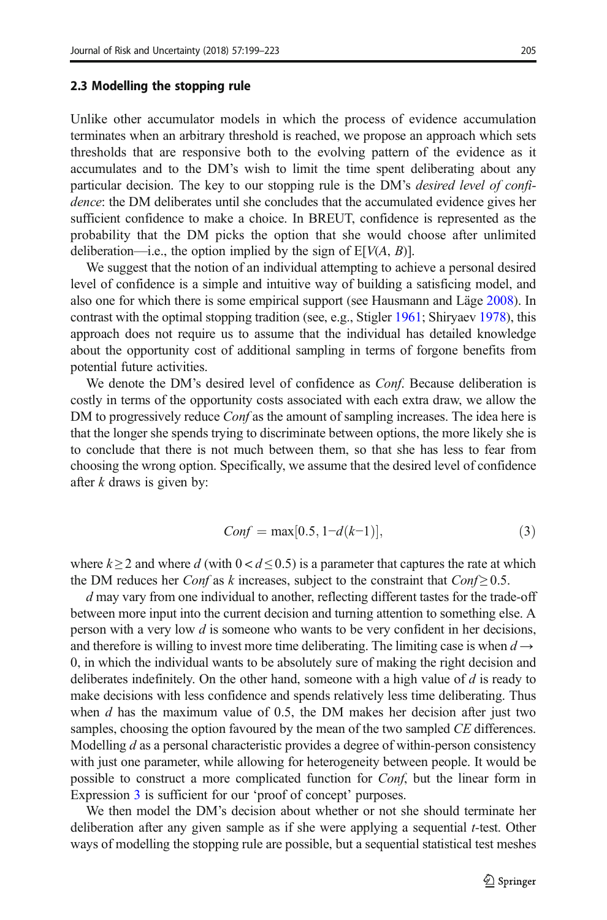### 2.3 Modelling the stopping rule

Unlike other accumulator models in which the process of evidence accumulation terminates when an arbitrary threshold is reached, we propose an approach which sets thresholds that are responsive both to the evolving pattern of the evidence as it accumulates and to the DM's wish to limit the time spent deliberating about any particular decision. The key to our stopping rule is the DM's *desired level of confidence*: the DM deliberates until she concludes that the accumulated evidence gives her sufficient confidence to make a choice. In BREUT, confidence is represented as the probability that the DM picks the option that she would choose after unlimited deliberation—i.e., the option implied by the sign of $E[V(A, B)]$.

We suggest that the notion of an individual attempting to achieve a personal desired level of confidence is a simple and intuitive way of building a satisficing model, and also one for which there is some empirical support (see Hausmann and Läge 2008). In contrast with the optimal stopping tradition (see, e.g., Stigler 1961; Shiryaev 1978), this approach does not require us to assume that the individual has detailed knowledge about the opportunity cost of additional sampling in terms of forgone benefits from potential future activities.

We denote the DM's desired level of confidence as *Conf*. Because deliberation is costly in terms of the opportunity costs associated with each extra draw, we allow the DM to progressively reduce *Conf* as the amount of sampling increases. The idea here is that the longer she spends trying to discriminate between options, the more likely she is to conclude that there is not much between them, so that she has less to fear from choosing the wrong option. Specifically, we assume that the desired level of confidence after $k$ draws is given by:

$$Conf = \max[0.5, 1 - d(k-1)], \tag{3}$$

where $k \geq 2$ and where $d$ (with $0 < d \leq 0.5$) is a parameter that captures the rate at which the DM reduces her *Conf* as $k$ increases, subject to the constraint that $Conf \geq 0.5$.

$d$ may vary from one individual to another, reflecting different tastes for the trade-off between more input into the current decision and turning attention to something else. A person with a very low $d$ is someone who wants to be very confident in her decisions, and therefore is willing to invest more time deliberating. The limiting case is when $d \rightarrow 0$, in which the individual wants to be absolutely sure of making the right decision and deliberates indefinitely. On the other hand, someone with a high value of $d$ is ready to make decisions with less confidence and spends relatively less time deliberating. Thus when $d$ has the maximum value of 0.5, the DM makes her decision after just two samples, choosing the option favoured by the mean of the two sampled *CE* differences. Modelling $d$ as a personal characteristic provides a degree of within-person consistency with just one parameter, while allowing for heterogeneity between people. It would be possible to construct a more complicated function for *Conf*, but the linear form in Expression 3 is sufficient for our 'proof of concept' purposes.

We then model the DM's decision about whether or not she should terminate her deliberation after any given sample as if she were applying a sequential $t$-test. Other ways of modelling the stopping rule are possible, but a sequential statistical test meshes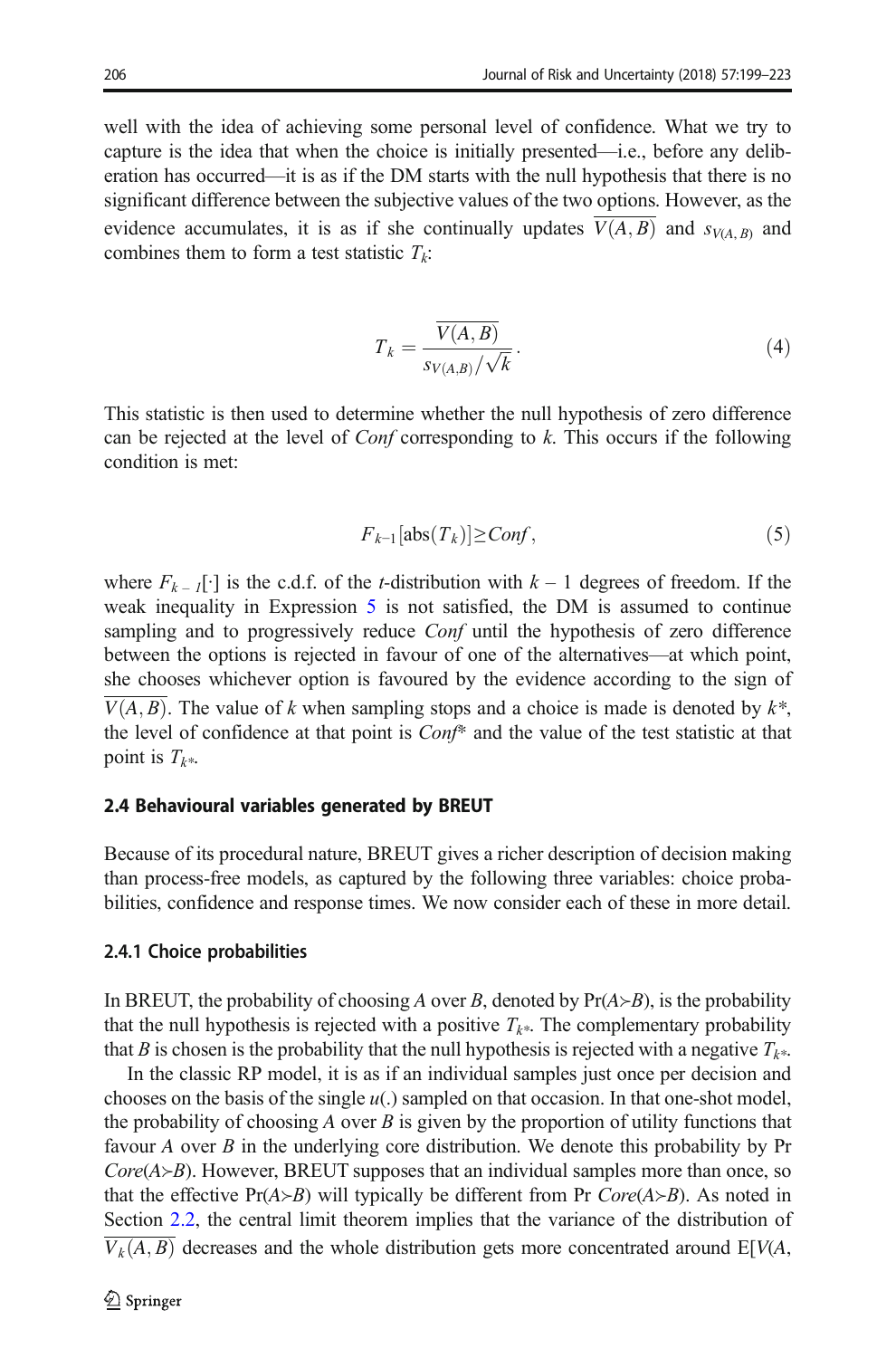well with the idea of achieving some personal level of confidence. What we try to capture is the idea that when the choice is initially presented—i.e., before any deliberation has occurred—it is as if the DM starts with the null hypothesis that there is no significant difference between the subjective values of the two options. However, as the evidence accumulates, it is as if she continually updates $\overline{V(A,B)}$ and $s_{V(A,B)}$ and combines them to form a test statistic $T_k$:

$$T_k = \frac{\overline{V(A,B)}}{s_{V(A,B)}/\sqrt{k}}. \tag{4}$$

This statistic is then used to determine whether the null hypothesis of zero difference can be rejected at the level of *Conf* corresponding to $k$. This occurs if the following condition is met:

$$F_{k-1}[\text{abs}(T_k)] \geq Conf, \tag{5}$$

where $F_{k-1}[\cdot]$ is the c.d.f. of the *t*-distribution with $k - 1$ degrees of freedom. If the weak inequality in Expression 5 is not satisfied, the DM is assumed to continue sampling and to progressively reduce *Conf* until the hypothesis of zero difference between the options is rejected in favour of one of the alternatives—at which point, she chooses whichever option is favoured by the evidence according to the sign of $\overline{V(A,B)}$. The value of $k$ when sampling stops and a choice is made is denoted by $k^*$, the level of confidence at that point is $Conf^*$ and the value of the test statistic at that point is $T_{k^*}$.

### 2.4 Behavioural variables generated by BREUT

Because of its procedural nature, BREUT gives a richer description of decision making than process-free models, as captured by the following three variables: choice probabilities, confidence and response times. We now consider each of these in more detail.

#### 2.4.1 Choice probabilities

In BREUT, the probability of choosing $A$ over $B$, denoted by $\Pr(A \succ B)$, is the probability that the null hypothesis is rejected with a positive $T_{k^*}$. The complementary probability that $B$ is chosen is the probability that the null hypothesis is rejected with a negative $T_{k^*}$.

In the classic RP model, it is as if an individual samples just once per decision and chooses on the basis of the single $u(.)$ sampled on that occasion. In that one-shot model, the probability of choosing $A$ over $B$ is given by the proportion of utility functions that favour $A$ over $B$ in the underlying core distribution. We denote this probability by Pr $Core(A \succ B)$. However, BREUT supposes that an individual samples more than once, so that the effective $\Pr(A \succ B)$ will typically be different from Pr $Core(A \succ B)$. As noted in Section 2.2, the central limit theorem implies that the variance of the distribution of $\overline{V_k(A,B)}$ decreases and the whole distribution gets more concentrated around E[V(A,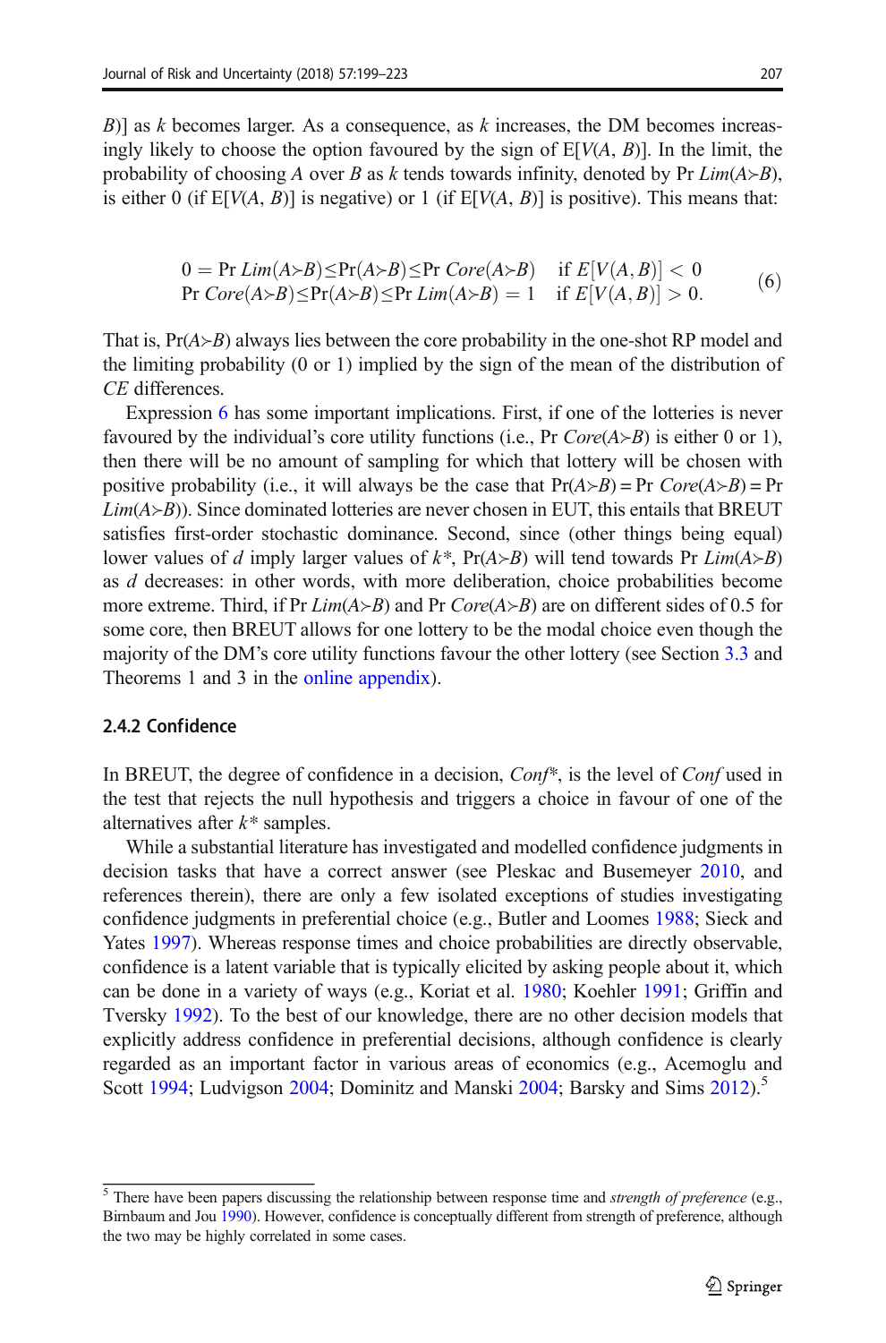$B$)] as $k$ becomes larger. As a consequence, as $k$ increases, the DM becomes increasingly likely to choose the option favoured by the sign of E[$V(A, B)$]. In the limit, the probability of choosing $A$ over $B$ as $k$ tends towards infinity, denoted by Pr $Lim(A \succ B)$, is either 0 (if E[$V(A, B)$] is negative) or 1 (if E[$V(A, B)$] is positive). This means that:

$$\begin{array}{ll} 0 = \Pr Lim(A \succ B) \leq \Pr(A \succ B) \leq \Pr Core(A \succ B) & \text{if } E[V(A, B)] < 0 \\ \Pr Core(A \succ B) \leq \Pr(A \succ B) \leq \Pr Lim(A \succ B) = 1 & \text{if } E[V(A, B)] > 0. \end{array} \tag{6}$$

That is, Pr($A \succ B$) always lies between the core probability in the one-shot RP model and the limiting probability (0 or 1) implied by the sign of the mean of the distribution of *CE* differences.

Expression 6 has some important implications. First, if one of the lotteries is never favoured by the individual's core utility functions (i.e., Pr $Core(A \succ B)$ is either 0 or 1), then there will be no amount of sampling for which that lottery will be chosen with positive probability (i.e., it will always be the case that Pr($A \succ B$) = Pr $Core(A \succ B)$ = Pr $Lim(A \succ B)$). Since dominated lotteries are never chosen in EUT, this entails that BREUT satisfies first-order stochastic dominance. Second, since (other things being equal) lower values of $d$ imply larger values of $k^*$, Pr($A \succ B$) will tend towards Pr $Lim(A \succ B)$ as $d$ decreases: in other words, with more deliberation, choice probabilities become more extreme. Third, if Pr $Lim(A \succ B)$ and Pr $Core(A \succ B)$ are on different sides of 0.5 for some core, then BREUT allows for one lottery to be the modal choice even though the majority of the DM's core utility functions favour the other lottery (see Section 3.3 and Theorems 1 and 3 in the online appendix).

### 2.4.2 Confidence

In BREUT, the degree of confidence in a decision, $Conf^*$, is the level of $Conf$ used in the test that rejects the null hypothesis and triggers a choice in favour of one of the alternatives after $k^*$ samples.

While a substantial literature has investigated and modelled confidence judgments in decision tasks that have a correct answer (see Pleskac and Busemeyer 2010, and references therein), there are only a few isolated exceptions of studies investigating confidence judgments in preferential choice (e.g., Butler and Loomes 1988; Sieck and Yates 1997). Whereas response times and choice probabilities are directly observable, confidence is a latent variable that is typically elicited by asking people about it, which can be done in a variety of ways (e.g., Koriat et al. 1980; Koehler 1991; Griffin and Tversky 1992). To the best of our knowledge, there are no other decision models that explicitly address confidence in preferential decisions, although confidence is clearly regarded as an important factor in various areas of economics (e.g., Acemoglu and Scott 1994; Ludvigson 2004; Dominitz and Manski 2004; Barsky and Sims 2012).[5]

[5] There have been papers discussing the relationship between response time and *strength of preference* (e.g., Birnbaum and Jou 1990). However, confidence is conceptually different from strength of preference, although the two may be highly correlated in some cases.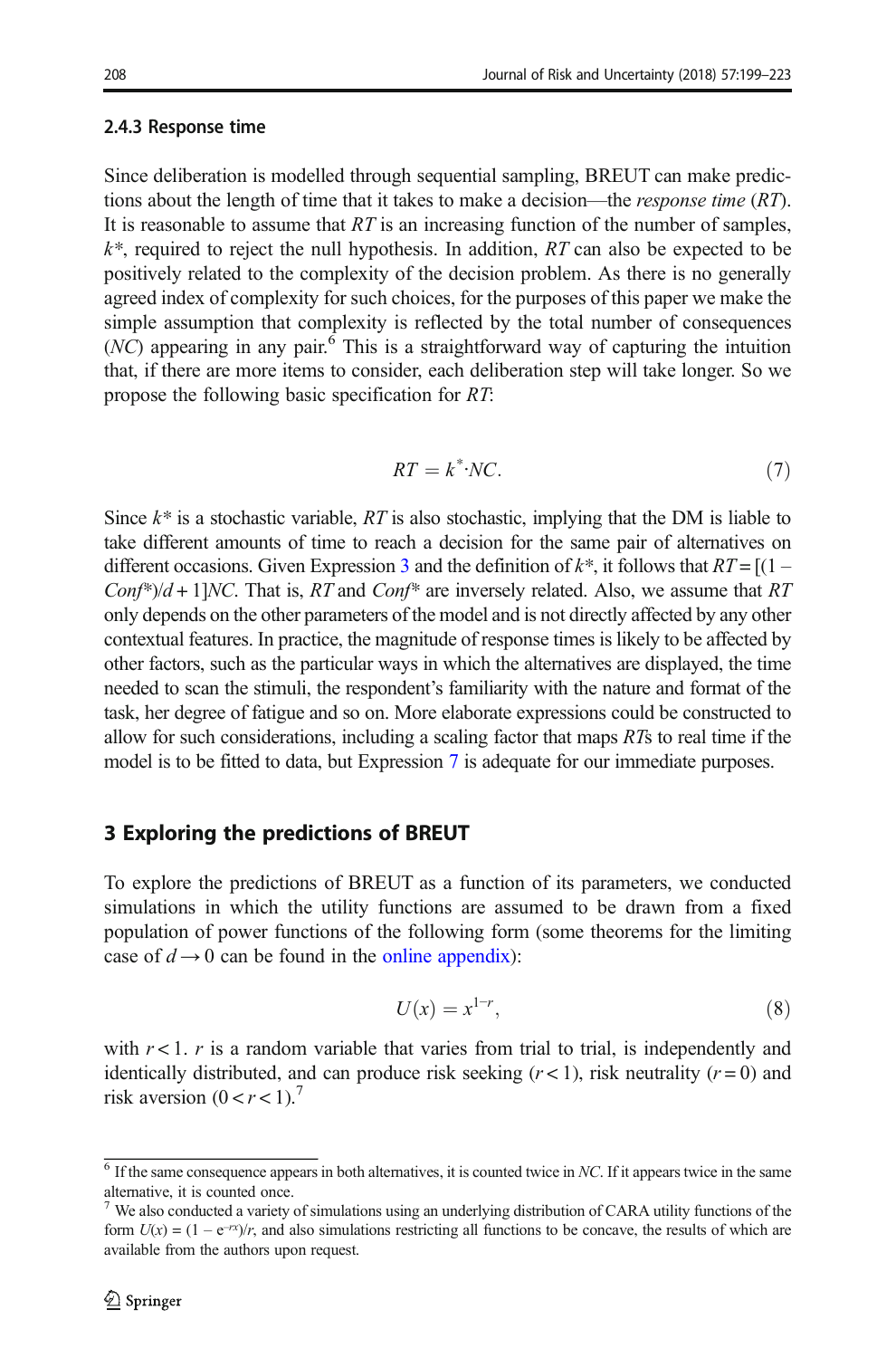### 2.4.3 Response time

Since deliberation is modelled through sequential sampling, BREUT can make predictions about the length of time that it takes to make a decision—the *response time* (*RT*). It is reasonable to assume that *RT* is an increasing function of the number of samples, $k^*$, required to reject the null hypothesis. In addition, *RT* can also be expected to be positively related to the complexity of the decision problem. As there is no generally agreed index of complexity for such choices, for the purposes of this paper we make the simple assumption that complexity is reflected by the total number of consequences (*NC*) appearing in any pair.[6] This is a straightforward way of capturing the intuition that, if there are more items to consider, each deliberation step will take longer. So we propose the following basic specification for *RT*:

$$RT = k^{*} \cdot NC. \tag{7}$$

Since $k^*$ is a stochastic variable, *RT* is also stochastic, implying that the DM is liable to take different amounts of time to reach a decision for the same pair of alternatives on different occasions. Given Expression 3 and the definition of $k^*$, it follows that $RT = [(1 - Conf^*)/d + 1]NC$. That is, *RT* and $Conf^*$ are inversely related. Also, we assume that *RT* only depends on the other parameters of the model and is not directly affected by any other contextual features. In practice, the magnitude of response times is likely to be affected by other factors, such as the particular ways in which the alternatives are displayed, the time needed to scan the stimuli, the respondent's familiarity with the nature and format of the task, her degree of fatigue and so on. More elaborate expressions could be constructed to allow for such considerations, including a scaling factor that maps *RT*s to real time if the model is to be fitted to data, but Expression 7 is adequate for our immediate purposes.

## 3 Exploring the predictions of BREUT

To explore the predictions of BREUT as a function of its parameters, we conducted simulations in which the utility functions are assumed to be drawn from a fixed population of power functions of the following form (some theorems for the limiting case of $d \rightarrow 0$ can be found in the online appendix):

$$U(x) = x^{1-r}, \tag{8}$$

with $r < 1$. $r$ is a random variable that varies from trial to trial, is independently and identically distributed, and can produce risk seeking ($r < 1$), risk neutrality ($r = 0$) and risk aversion ($0 < r < 1$).[7]

[6] If the same consequence appears in both alternatives, it is counted twice in *NC*. If it appears twice in the same alternative, it is counted once.

[7] We also conducted a variety of simulations using an underlying distribution of CARA utility functions of the form $U(x) = (1 - e^{-rx})/r$, and also simulations restricting all functions to be concave, the results of which are available from the authors upon request.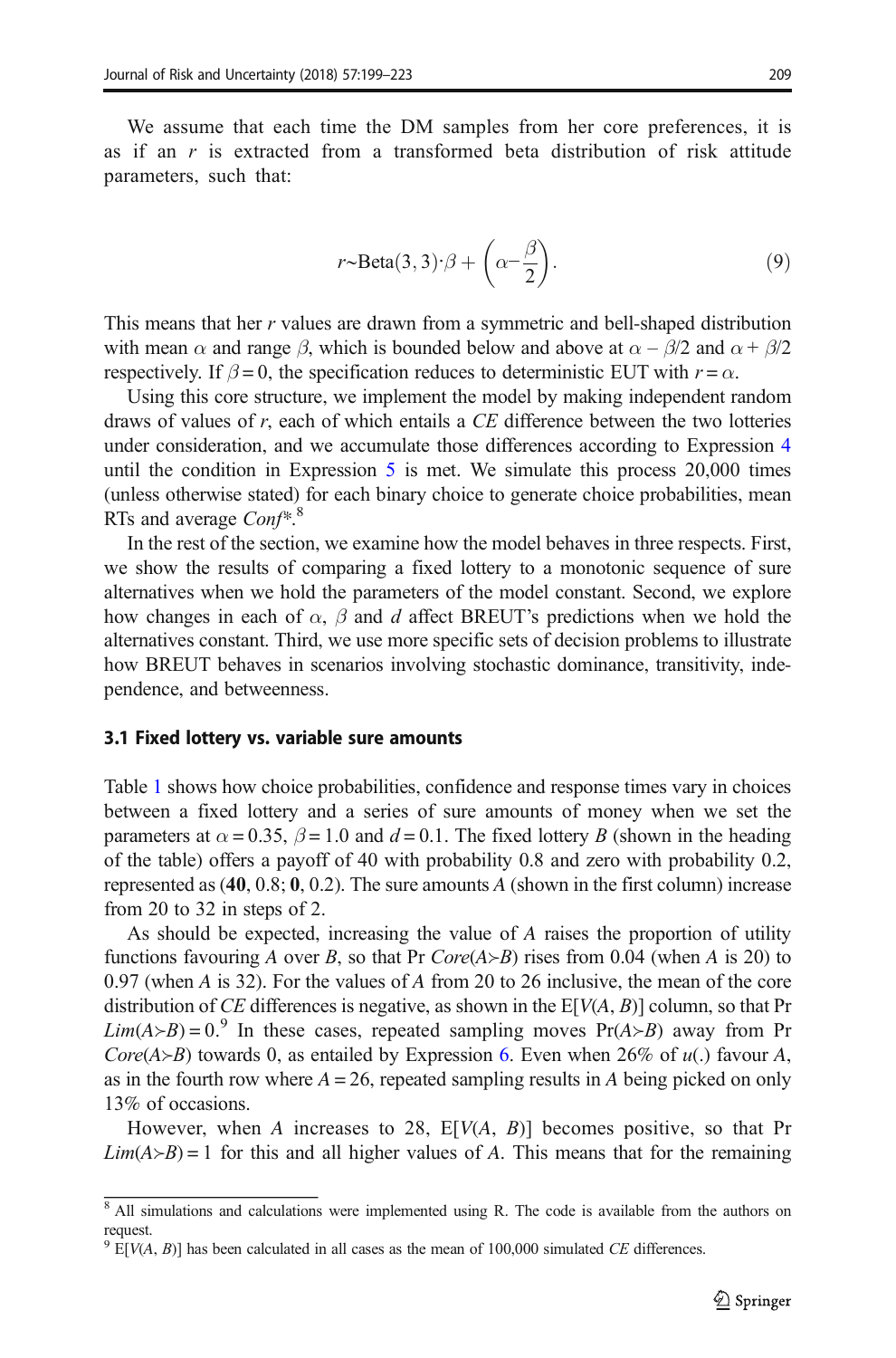We assume that each time the DM samples from her core preferences, it is as if an $r$ is extracted from a transformed beta distribution of risk attitude parameters, such that:

$$r \sim \text{Beta}(3,3)\cdot\beta + \left(\alpha - \frac{\beta}{2}\right). \tag{9}$$

This means that her $r$ values are drawn from a symmetric and bell-shaped distribution with mean $\alpha$ and range $\beta$, which is bounded below and above at $\alpha - \beta/2$ and $\alpha + \beta/2$ respectively. If $\beta = 0$, the specification reduces to deterministic EUT with $r = \alpha$.

Using this core structure, we implement the model by making independent random draws of values of $r$, each of which entails a *CE* difference between the two lotteries under consideration, and we accumulate those differences according to Expression 4 until the condition in Expression 5 is met. We simulate this process 20,000 times (unless otherwise stated) for each binary choice to generate choice probabilities, mean RTs and average *Conf*\*.[8]

In the rest of the section, we examine how the model behaves in three respects. First, we show the results of comparing a fixed lottery to a monotonic sequence of sure alternatives when we hold the parameters of the model constant. Second, we explore how changes in each of $\alpha$, $\beta$ and $d$ affect BREUT's predictions when we hold the alternatives constant. Third, we use more specific sets of decision problems to illustrate how BREUT behaves in scenarios involving stochastic dominance, transitivity, independence, and betweenness.

### 3.1 Fixed lottery vs. variable sure amounts

Table 1 shows how choice probabilities, confidence and response times vary in choices between a fixed lottery and a series of sure amounts of money when we set the parameters at $\alpha = 0.35$, $\beta = 1.0$ and $d = 0.1$. The fixed lottery $B$ (shown in the heading of the table) offers a payoff of 40 with probability 0.8 and zero with probability 0.2, represented as (**40**, 0.8; **0**, 0.2). The sure amounts $A$ (shown in the first column) increase from 20 to 32 in steps of 2.

As should be expected, increasing the value of $A$ raises the proportion of utility functions favouring $A$ over $B$, so that Pr $Core(A \succ B)$ rises from 0.04 (when $A$ is 20) to 0.97 (when $A$ is 32). For the values of $A$ from 20 to 26 inclusive, the mean of the core distribution of *CE* differences is negative, as shown in the E[$V(A, B)$] column, so that Pr $Lim(A \succ B) = 0$.[9] In these cases, repeated sampling moves Pr($A \succ B$) away from Pr $Core(A \succ B)$ towards 0, as entailed by Expression 6. Even when 26% of $u(.)$ favour $A$, as in the fourth row where $A = 26$, repeated sampling results in $A$ being picked on only 13% of occasions.

However, when $A$ increases to 28, E[$V(A, B)$] becomes positive, so that Pr $Lim(A \succ B) = 1$ for this and all higher values of $A$. This means that for the remaining

[8] All simulations and calculations were implemented using R. The code is available from the authors on request.

[9] E[$V(A, B)$] has been calculated in all cases as the mean of 100,000 simulated *CE* differences.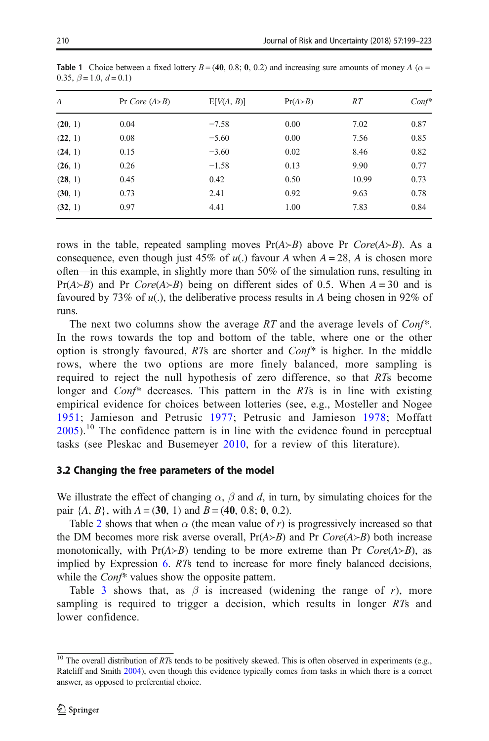**Table 1** Choice between a fixed lottery $B = (\mathbf{40}, 0.8; \mathbf{0}, 0.2)$ and increasing sure amounts of money $A$ ($\alpha = 0.35$, $\beta = 1.0$, $d = 0.1$)

| $A$ | Pr *Core* ($A \succ B$) | E[$V(A, B)$] | Pr($A \succ B$) | *RT* | *Conf\** |
|---|---|---|---|---|---|
| (**20**, 1) | 0.04 | −7.58 | 0.00 | 7.02 | 0.87 |
| (**22**, 1) | 0.08 | −5.60 | 0.00 | 7.56 | 0.85 |
| (**24**, 1) | 0.15 | −3.60 | 0.02 | 8.46 | 0.82 |
| (**26**, 1) | 0.26 | −1.58 | 0.13 | 9.90 | 0.77 |
| (**28**, 1) | 0.45 | 0.42 | 0.50 | 10.99 | 0.73 |
| (**30**, 1) | 0.73 | 2.41 | 0.92 | 9.63 | 0.78 |
| (**32**, 1) | 0.97 | 4.41 | 1.00 | 7.83 | 0.84 |

rows in the table, repeated sampling moves Pr($A \succ B$) above Pr *Core*($A \succ B$). As a consequence, even though just 45% of $u(.)$ favour $A$ when $A = 28$, $A$ is chosen more often—in this example, in slightly more than 50% of the simulation runs, resulting in Pr($A \succ B$) and Pr *Core*($A \succ B$) being on different sides of 0.5. When $A = 30$ and is favoured by 73% of $u(.)$, the deliberative process results in $A$ being chosen in 92% of runs.

The next two columns show the average *RT* and the average levels of *Conf\**. In the rows towards the top and bottom of the table, where one or the other option is strongly favoured, *RT*s are shorter and *Conf\** is higher. In the middle rows, where the two options are more finely balanced, more sampling is required to reject the null hypothesis of zero difference, so that *RT*s become longer and *Conf\** decreases. This pattern in the *RT*s is in line with existing empirical evidence for choices between lotteries (see, e.g., Mosteller and Nogee 1951; Jamieson and Petrusic 1977; Petrusic and Jamieson 1978; Moffatt 2005).[10] The confidence pattern is in line with the evidence found in perceptual tasks (see Pleskac and Busemeyer 2010, for a review of this literature).

### 3.2 Changing the free parameters of the model

We illustrate the effect of changing $\alpha$, $\beta$ and $d$, in turn, by simulating choices for the pair $\{A, B\}$, with $A = (\mathbf{30}, 1)$ and $B = (\mathbf{40}, 0.8; \mathbf{0}, 0.2)$.

Table 2 shows that when $\alpha$ (the mean value of $r$) is progressively increased so that the DM becomes more risk averse overall, Pr($A \succ B$) and Pr *Core*($A \succ B$) both increase monotonically, with Pr($A \succ B$) tending to be more extreme than Pr *Core*($A \succ B$), as implied by Expression 6. *RT*s tend to increase for more finely balanced decisions, while the *Conf\** values show the opposite pattern.

Table 3 shows that, as $\beta$ is increased (widening the range of $r$), more sampling is required to trigger a decision, which results in longer *RT*s and lower confidence.

[10] The overall distribution of *RT*s tends to be positively skewed. This is often observed in experiments (e.g., Ratcliff and Smith 2004), even though this evidence typically comes from tasks in which there is a correct answer, as opposed to preferential choice.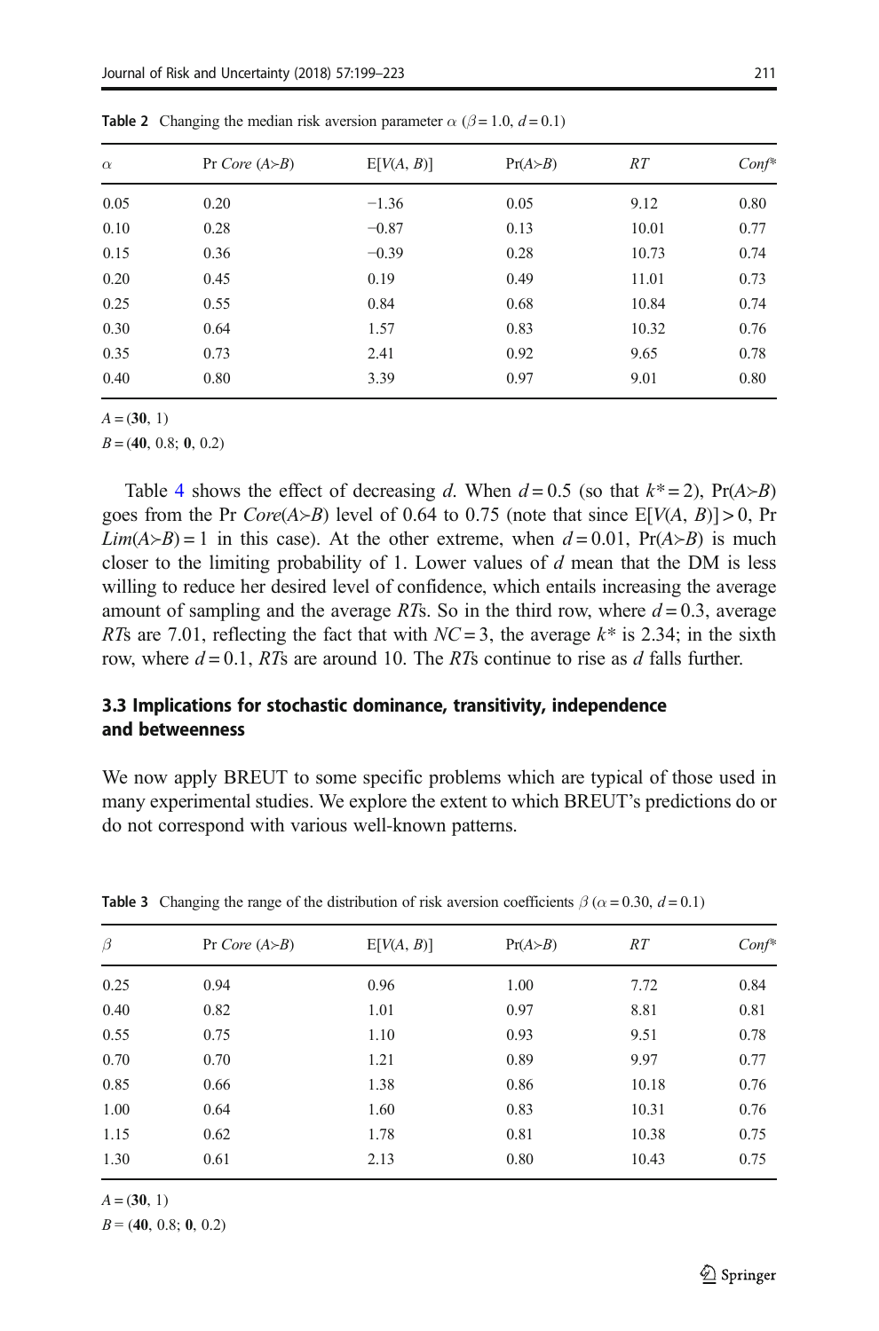**Table 2** Changing the median risk aversion parameter $\alpha$ ($\beta = 1.0$, $d = 0.1$)

| $\alpha$ | Pr *Core* ($A \succ B$) | E[$V(A, B)$] | Pr($A \succ B$) | *RT* | *Conf*\* |
|---|---|---|---|---|---|
| 0.05 | 0.20 | −1.36 | 0.05 | 9.12 | 0.80 |
| 0.10 | 0.28 | −0.87 | 0.13 | 10.01 | 0.77 |
| 0.15 | 0.36 | −0.39 | 0.28 | 10.73 | 0.74 |
| 0.20 | 0.45 | 0.19 | 0.49 | 11.01 | 0.73 |
| 0.25 | 0.55 | 0.84 | 0.68 | 10.84 | 0.74 |
| 0.30 | 0.64 | 1.57 | 0.83 | 10.32 | 0.76 |
| 0.35 | 0.73 | 2.41 | 0.92 | 9.65 | 0.78 |
| 0.40 | 0.80 | 3.39 | 0.97 | 9.01 | 0.80 |

$A = (\mathbf{30}, 1)$

$B = (\mathbf{40}, 0.8; \mathbf{0}, 0.2)$

Table 4 shows the effect of decreasing $d$. When $d = 0.5$ (so that $k^* = 2$), Pr($A \succ B$) goes from the Pr *Core*($A \succ B$) level of 0.64 to 0.75 (note that since E[$V(A, B)$] > 0, Pr *Lim*($A \succ B$) = 1 in this case). At the other extreme, when $d = 0.01$, Pr($A \succ B$) is much closer to the limiting probability of 1. Lower values of $d$ mean that the DM is less willing to reduce her desired level of confidence, which entails increasing the average amount of sampling and the average *RT*s. So in the third row, where $d = 0.3$, average *RT*s are 7.01, reflecting the fact that with $NC = 3$, the average $k^*$ is 2.34; in the sixth row, where $d = 0.1$, *RT*s are around 10. The *RT*s continue to rise as $d$ falls further.

### 3.3 Implications for stochastic dominance, transitivity, independence and betweenness

We now apply BREUT to some specific problems which are typical of those used in many experimental studies. We explore the extent to which BREUT's predictions do or do not correspond with various well-known patterns.

**Table 3** Changing the range of the distribution of risk aversion coefficients $\beta$ ($\alpha = 0.30$, $d = 0.1$)

| $\beta$ | Pr *Core* ($A \succ B$) | E[$V(A, B)$] | Pr($A \succ B$) | *RT* | *Conf*\* |
|---|---|---|---|---|---|
| 0.25 | 0.94 | 0.96 | 1.00 | 7.72 | 0.84 |
| 0.40 | 0.82 | 1.01 | 0.97 | 8.81 | 0.81 |
| 0.55 | 0.75 | 1.10 | 0.93 | 9.51 | 0.78 |
| 0.70 | 0.70 | 1.21 | 0.89 | 9.97 | 0.77 |
| 0.85 | 0.66 | 1.38 | 0.86 | 10.18 | 0.76 |
| 1.00 | 0.64 | 1.60 | 0.83 | 10.31 | 0.76 |
| 1.15 | 0.62 | 1.78 | 0.81 | 10.38 | 0.75 |
| 1.30 | 0.61 | 2.13 | 0.80 | 10.43 | 0.75 |

$A = (\mathbf{30}, 1)$

$B = (\mathbf{40}, 0.8; \mathbf{0}, 0.2)$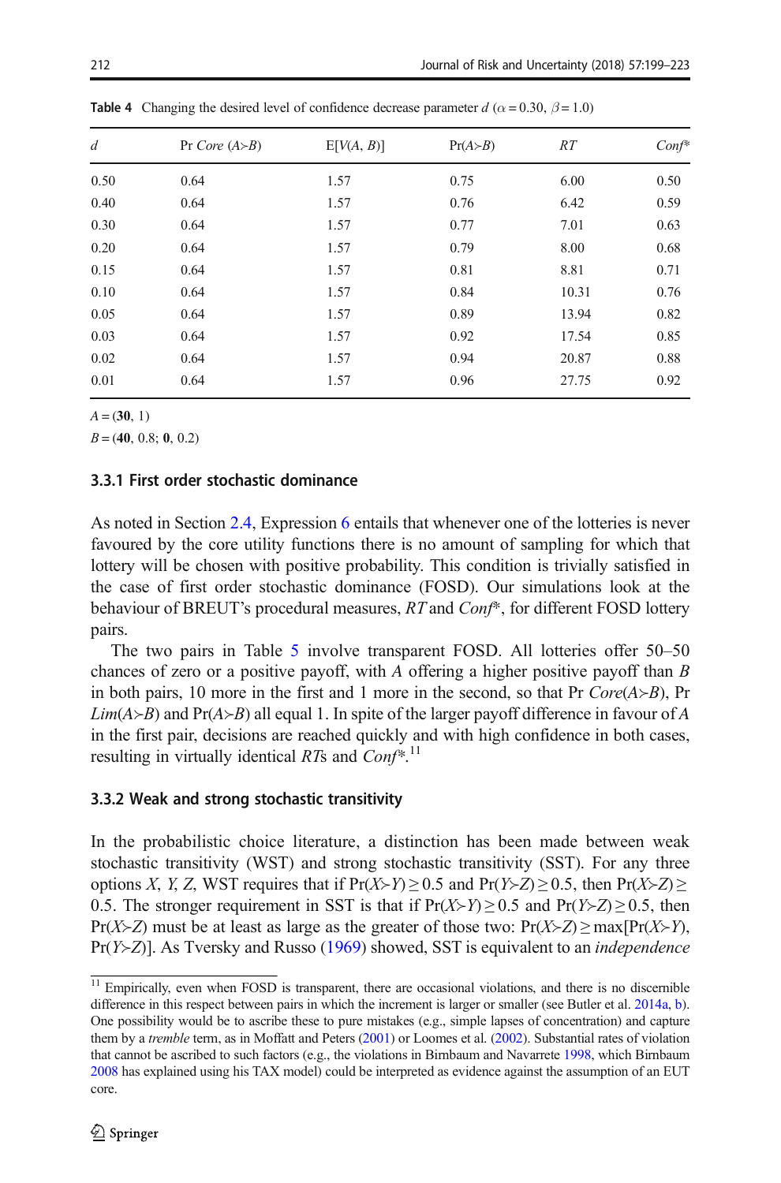**Table 4** Changing the desired level of confidence decrease parameter $d$ ($\alpha = 0.30$, $\beta = 1.0$)

| $d$ | Pr *Core* ($A \succ B$) | E[$V(A, B)$] | Pr($A \succ B$) | *RT* | *Conf\** |
|---|---|---|---|---|---|
| 0.50 | 0.64 | 1.57 | 0.75 | 6.00 | 0.50 |
| 0.40 | 0.64 | 1.57 | 0.76 | 6.42 | 0.59 |
| 0.30 | 0.64 | 1.57 | 0.77 | 7.01 | 0.63 |
| 0.20 | 0.64 | 1.57 | 0.79 | 8.00 | 0.68 |
| 0.15 | 0.64 | 1.57 | 0.81 | 8.81 | 0.71 |
| 0.10 | 0.64 | 1.57 | 0.84 | 10.31 | 0.76 |
| 0.05 | 0.64 | 1.57 | 0.89 | 13.94 | 0.82 |
| 0.03 | 0.64 | 1.57 | 0.92 | 17.54 | 0.85 |
| 0.02 | 0.64 | 1.57 | 0.94 | 20.87 | 0.88 |
| 0.01 | 0.64 | 1.57 | 0.96 | 27.75 | 0.92 |

$A = (\mathbf{30}, 1)$

$B = (\mathbf{40}, 0.8; \mathbf{0}, 0.2)$

### 3.3.1 First order stochastic dominance

As noted in Section 2.4, Expression 6 entails that whenever one of the lotteries is never favoured by the core utility functions there is no amount of sampling for which that lottery will be chosen with positive probability. This condition is trivially satisfied in the case of first order stochastic dominance (FOSD). Our simulations look at the behaviour of BREUT's procedural measures, *RT* and *Conf\**, for different FOSD lottery pairs.

The two pairs in Table 5 involve transparent FOSD. All lotteries offer 50–50 chances of zero or a positive payoff, with $A$ offering a higher positive payoff than $B$ in both pairs, 10 more in the first and 1 more in the second, so that Pr *Core*($A \succ B$), Pr *Lim*($A \succ B$) and Pr($A \succ B$) all equal 1. In spite of the larger payoff difference in favour of $A$ in the first pair, decisions are reached quickly and with high confidence in both cases, resulting in virtually identical *RT*s and *Conf\**.[11]

### 3.3.2 Weak and strong stochastic transitivity

In the probabilistic choice literature, a distinction has been made between weak stochastic transitivity (WST) and strong stochastic transitivity (SST). For any three options $X$, $Y$, $Z$, WST requires that if $\Pr(X \succ Y) \geq 0.5$ and $\Pr(Y \succ Z) \geq 0.5$, then $\Pr(X \succ Z) \geq 0.5$. The stronger requirement in SST is that if $\Pr(X \succ Y) \geq 0.5$ and $\Pr(Y \succ Z) \geq 0.5$, then $\Pr(X \succ Z)$ must be at least as large as the greater of those two: $\Pr(X \succ Z) \geq \max[\Pr(X \succ Y), \Pr(Y \succ Z)]$. As Tversky and Russo (1969) showed, SST is equivalent to an *independence*

[11] Empirically, even when FOSD is transparent, there are occasional violations, and there is no discernible difference in this respect between pairs in which the increment is larger or smaller (see Butler et al. 2014a, b). One possibility would be to ascribe these to pure mistakes (e.g., simple lapses of concentration) and capture them by a *tremble* term, as in Moffatt and Peters (2001) or Loomes et al. (2002). Substantial rates of violation that cannot be ascribed to such factors (e.g., the violations in Birnbaum and Navarrete 1998, which Birnbaum 2008 has explained using his TAX model) could be interpreted as evidence against the assumption of an EUT core.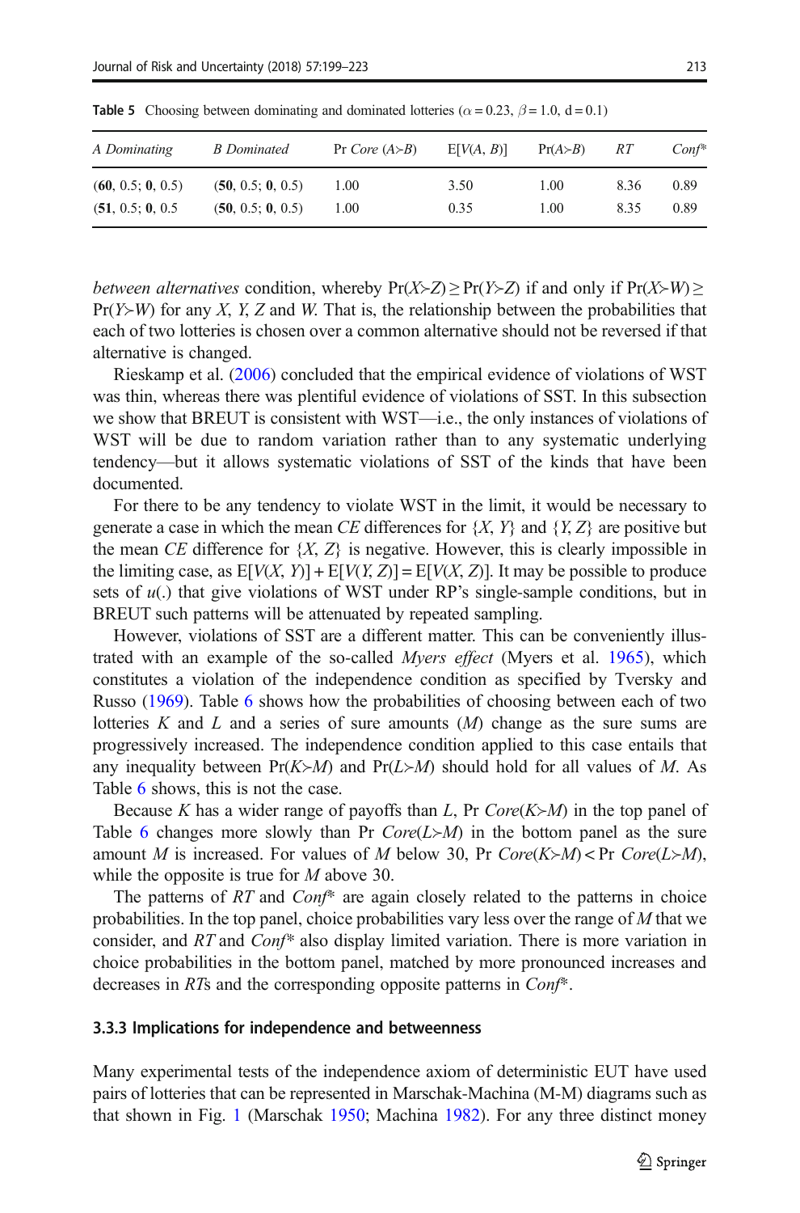**Table 5** Choosing between dominating and dominated lotteries ($\alpha = 0.23$, $\beta = 1.0$, d = 0.1)

| *A Dominating* | *B Dominated* | Pr *Core* ($A \succ B$) | E[$V(A, B)$] | Pr($A \succ B$) | *RT* | *Conf\** |
|---|---|---|---|---|---|---|
| (**60**, 0.5; **0**, 0.5) | (**50**, 0.5; **0**, 0.5) | 1.00 | 3.50 | 1.00 | 8.36 | 0.89 |
| (**51**, 0.5; **0**, 0.5 | (**50**, 0.5; **0**, 0.5) | 1.00 | 0.35 | 1.00 | 8.35 | 0.89 |

*between alternatives* condition, whereby $\Pr(X \succ Z) \geq \Pr(Y \succ Z)$ if and only if $\Pr(X \succ W) \geq \Pr(Y \succ W)$ for any $X$, $Y$, $Z$ and $W$. That is, the relationship between the probabilities that each of two lotteries is chosen over a common alternative should not be reversed if that alternative is changed.

Rieskamp et al. (2006) concluded that the empirical evidence of violations of WST was thin, whereas there was plentiful evidence of violations of SST. In this subsection we show that BREUT is consistent with WST—i.e., the only instances of violations of WST will be due to random variation rather than to any systematic underlying tendency—but it allows systematic violations of SST of the kinds that have been documented.

For there to be any tendency to violate WST in the limit, it would be necessary to generate a case in which the mean *CE* differences for $\{X, Y\}$ and $\{Y, Z\}$ are positive but the mean *CE* difference for $\{X, Z\}$ is negative. However, this is clearly impossible in the limiting case, as $E[V(X, Y)] + E[V(Y, Z)] = E[V(X, Z)]$. It may be possible to produce sets of $u(.)$ that give violations of WST under RP's single-sample conditions, but in BREUT such patterns will be attenuated by repeated sampling.

However, violations of SST are a different matter. This can be conveniently illustrated with an example of the so-called *Myers effect* (Myers et al. 1965), which constitutes a violation of the independence condition as specified by Tversky and Russo (1969). Table 6 shows how the probabilities of choosing between each of two lotteries $K$ and $L$ and a series of sure amounts ($M$) change as the sure sums are progressively increased. The independence condition applied to this case entails that any inequality between $\Pr(K \succ M)$ and $\Pr(L \succ M)$ should hold for all values of $M$. As Table 6 shows, this is not the case.

Because $K$ has a wider range of payoffs than $L$, Pr $Core(K \succ M)$ in the top panel of Table 6 changes more slowly than Pr $Core(L \succ M)$ in the bottom panel as the sure amount $M$ is increased. For values of $M$ below 30, Pr $Core(K \succ M) <$ Pr $Core(L \succ M)$, while the opposite is true for $M$ above 30.

The patterns of *RT* and *Conf\** are again closely related to the patterns in choice probabilities. In the top panel, choice probabilities vary less over the range of $M$ that we consider, and *RT* and *Conf\** also display limited variation. There is more variation in choice probabilities in the bottom panel, matched by more pronounced increases and decreases in *RT*s and the corresponding opposite patterns in *Conf\**.

### 3.3.3 Implications for independence and betweenness

Many experimental tests of the independence axiom of deterministic EUT have used pairs of lotteries that can be represented in Marschak-Machina (M-M) diagrams such as that shown in Fig. 1 (Marschak 1950; Machina 1982). For any three distinct money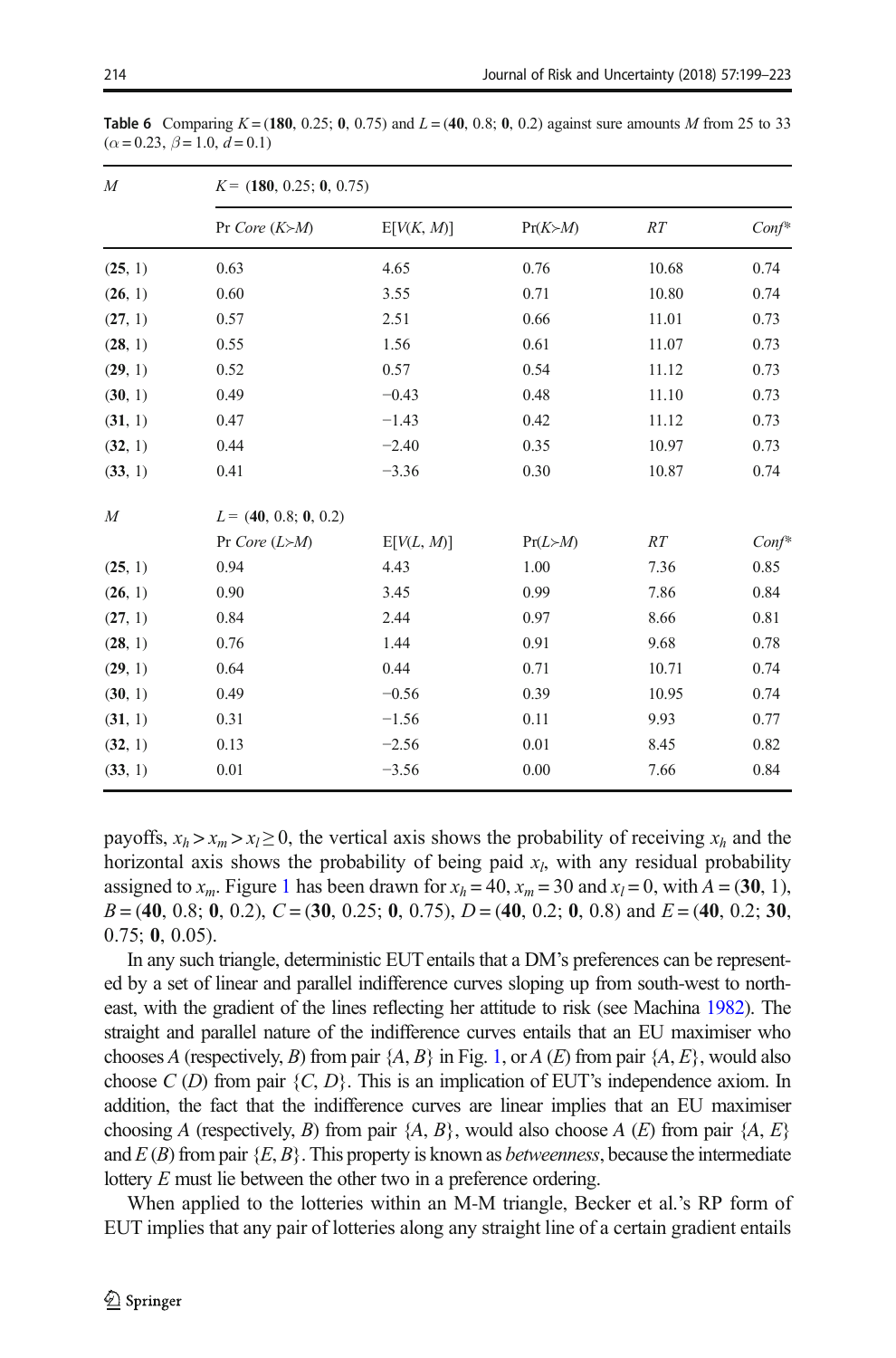**Table 6** Comparing $K = (\mathbf{180}, 0.25; \mathbf{0}, 0.75)$ and $L = (\mathbf{40}, 0.8; \mathbf{0}, 0.2)$ against sure amounts $M$ from 25 to 33 ($\alpha = 0.23$, $\beta = 1.0$, $d = 0.1$)

| $M$ | $K =$ (**180**, 0.25; **0**, 0.75) | | | | |
|---|---|---|---|---|---|
| | Pr *Core* (*K*≻*M*) | E[*V*(*K*, *M*)] | Pr(*K*≻*M*) | *RT* | *Conf\** |
| (**25**, 1) | 0.63 | 4.65 | 0.76 | 10.68 | 0.74 |
| (**26**, 1) | 0.60 | 3.55 | 0.71 | 10.80 | 0.74 |
| (**27**, 1) | 0.57 | 2.51 | 0.66 | 11.01 | 0.73 |
| (**28**, 1) | 0.55 | 1.56 | 0.61 | 11.07 | 0.73 |
| (**29**, 1) | 0.52 | 0.57 | 0.54 | 11.12 | 0.73 |
| (**30**, 1) | 0.49 | −0.43 | 0.48 | 11.10 | 0.73 |
| (**31**, 1) | 0.47 | −1.43 | 0.42 | 11.12 | 0.73 |
| (**32**, 1) | 0.44 | −2.40 | 0.35 | 10.97 | 0.73 |
| (**33**, 1) | 0.41 | −3.36 | 0.30 | 10.87 | 0.74 |
| $M$ | $L =$ (**40**, 0.8; **0**, 0.2) | | | | |
| | Pr *Core* (*L*≻*M*) | E[*V*(*L*, *M*)] | Pr(*L*≻*M*) | *RT* | *Conf\** |
| (**25**, 1) | 0.94 | 4.43 | 1.00 | 7.36 | 0.85 |
| (**26**, 1) | 0.90 | 3.45 | 0.99 | 7.86 | 0.84 |
| (**27**, 1) | 0.84 | 2.44 | 0.97 | 8.66 | 0.81 |
| (**28**, 1) | 0.76 | 1.44 | 0.91 | 9.68 | 0.78 |
| (**29**, 1) | 0.64 | 0.44 | 0.71 | 10.71 | 0.74 |
| (**30**, 1) | 0.49 | −0.56 | 0.39 | 10.95 | 0.74 |
| (**31**, 1) | 0.31 | −1.56 | 0.11 | 9.93 | 0.77 |
| (**32**, 1) | 0.13 | −2.56 | 0.01 | 8.45 | 0.82 |
| (**33**, 1) | 0.01 | −3.56 | 0.00 | 7.66 | 0.84 |

payoffs, $x_h > x_m > x_l \geq 0$, the vertical axis shows the probability of receiving $x_h$ and the horizontal axis shows the probability of being paid $x_l$, with any residual probability assigned to $x_m$. Figure 1 has been drawn for $x_h = 40$, $x_m = 30$ and $x_l = 0$, with $A = (\mathbf{30}, 1)$, $B = (\mathbf{40}, 0.8; \mathbf{0}, 0.2)$, $C = (\mathbf{30}, 0.25; \mathbf{0}, 0.75)$, $D = (\mathbf{40}, 0.2; \mathbf{0}, 0.8)$ and $E = (\mathbf{40}, 0.2; \mathbf{30}, 0.75; \mathbf{0}, 0.05)$.

In any such triangle, deterministic EUT entails that a DM's preferences can be represented by a set of linear and parallel indifference curves sloping up from south-west to north-east, with the gradient of the lines reflecting her attitude to risk (see Machina 1982). The straight and parallel nature of the indifference curves entails that an EU maximiser who chooses *A* (respectively, *B*) from pair {*A*, *B*} in Fig. 1, or *A* (*E*) from pair {*A*, *E*}, would also choose *C* (*D*) from pair {*C*, *D*}. This is an implication of EUT's independence axiom. In addition, the fact that the indifference curves are linear implies that an EU maximiser choosing *A* (respectively, *B*) from pair {*A*, *B*}, would also choose *A* (*E*) from pair {*A*, *E*} and *E* (*B*) from pair {*E*, *B*}. This property is known as *betweenness*, because the intermediate lottery *E* must lie between the other two in a preference ordering.

When applied to the lotteries within an M-M triangle, Becker et al.'s RP form of EUT implies that any pair of lotteries along any straight line of a certain gradient entails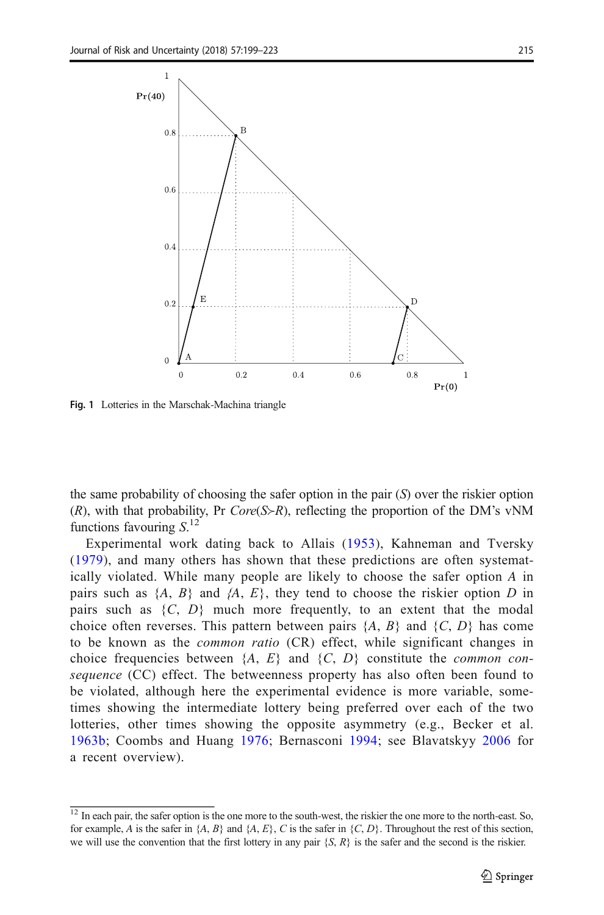1

Pr(40)

0.8

0.6

0.4

0.2

0

B

E

D

A

C

0

0.2

0.4

0.6

0.8

1

Pr(0)

**Fig. 1** Lotteries in the Marschak-Machina triangle

the same probability of choosing the safer option in the pair ($S$) over the riskier option ($R$), with that probability, Pr $Core(S \succ R)$, reflecting the proportion of the DM's vNM functions favouring $S$.[12]

Experimental work dating back to Allais (1953), Kahneman and Tversky (1979), and many others has shown that these predictions are often systematically violated. While many people are likely to choose the safer option $A$ in pairs such as $\{A, B\}$ and $\{A, E\}$, they tend to choose the riskier option $D$ in pairs such as $\{C, D\}$ much more frequently, to an extent that the modal choice often reverses. This pattern between pairs $\{A, B\}$ and $\{C, D\}$ has come to be known as the *common ratio* (CR) effect, while significant changes in choice frequencies between $\{A, E\}$ and $\{C, D\}$ constitute the *common consequence* (CC) effect. The betweenness property has also often been found to be violated, although here the experimental evidence is more variable, sometimes showing the intermediate lottery being preferred over each of the two lotteries, other times showing the opposite asymmetry (e.g., Becker et al. 1963b; Coombs and Huang 1976; Bernasconi 1994; see Blavatskyy 2006 for a recent overview).

[12] In each pair, the safer option is the one more to the south-west, the riskier the one more to the north-east. So, for example, $A$ is the safer in $\{A, B\}$ and $\{A, E\}$, $C$ is the safer in $\{C, D\}$. Throughout the rest of this section, we will use the convention that the first lottery in any pair $\{S, R\}$ is the safer and the second is the riskier.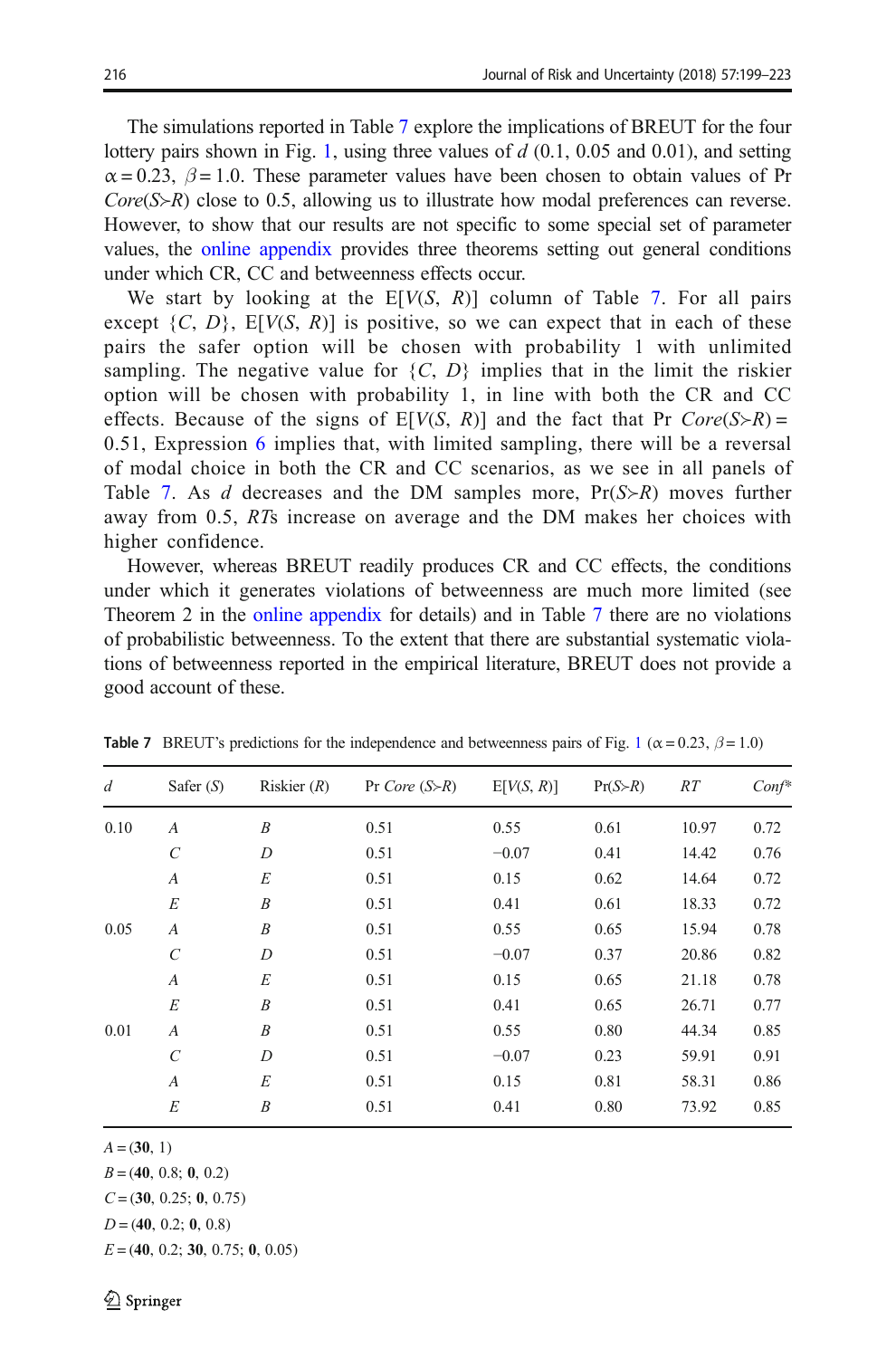The simulations reported in Table 7 explore the implications of BREUT for the four lottery pairs shown in Fig. 1, using three values of $d$ (0.1, 0.05 and 0.01), and setting $\alpha = 0.23$, $\beta = 1.0$. These parameter values have been chosen to obtain values of Pr *Core*($S \succ R$) close to 0.5, allowing us to illustrate how modal preferences can reverse. However, to show that our results are not specific to some special set of parameter values, the online appendix provides three theorems setting out general conditions under which CR, CC and betweenness effects occur.

We start by looking at the E[$V(S, R)$] column of Table 7. For all pairs except {$C$, $D$}, E[$V(S, R)$] is positive, so we can expect that in each of these pairs the safer option will be chosen with probability 1 with unlimited sampling. The negative value for {$C$, $D$} implies that in the limit the riskier option will be chosen with probability 1, in line with both the CR and CC effects. Because of the signs of E[$V(S, R)$] and the fact that Pr *Core*($S \succ R$) = 0.51, Expression 6 implies that, with limited sampling, there will be a reversal of modal choice in both the CR and CC scenarios, as we see in all panels of Table 7. As $d$ decreases and the DM samples more, Pr($S \succ R$) moves further away from 0.5, *RT*s increase on average and the DM makes her choices with higher confidence.

However, whereas BREUT readily produces CR and CC effects, the conditions under which it generates violations of betweenness are much more limited (see Theorem 2 in the online appendix for details) and in Table 7 there are no violations of probabilistic betweenness. To the extent that there are substantial systematic violations of betweenness reported in the empirical literature, BREUT does not provide a good account of these.

**Table 7** BREUT's predictions for the independence and betweenness pairs of Fig. 1 ($\alpha = 0.23$, $\beta = 1.0$)

| $d$ | Safer ($S$) | Riskier ($R$) | Pr *Core* ($S \succ R$) | E[$V(S, R)$] | Pr($S \succ R$) | *RT* | *Conf*\* |
|---|---|---|---|---|---|---|---|
| 0.10 | $A$ | $B$ | 0.51 | 0.55 | 0.61 | 10.97 | 0.72 |
| | $C$ | $D$ | 0.51 | −0.07 | 0.41 | 14.42 | 0.76 |
| | $A$ | $E$ | 0.51 | 0.15 | 0.62 | 14.64 | 0.72 |
| | $E$ | $B$ | 0.51 | 0.41 | 0.61 | 18.33 | 0.72 |
| 0.05 | $A$ | $B$ | 0.51 | 0.55 | 0.65 | 15.94 | 0.78 |
| | $C$ | $D$ | 0.51 | −0.07 | 0.37 | 20.86 | 0.82 |
| | $A$ | $E$ | 0.51 | 0.15 | 0.65 | 21.18 | 0.78 |
| | $E$ | $B$ | 0.51 | 0.41 | 0.65 | 26.71 | 0.77 |
| 0.01 | $A$ | $B$ | 0.51 | 0.55 | 0.80 | 44.34 | 0.85 |
| | $C$ | $D$ | 0.51 | −0.07 | 0.23 | 59.91 | 0.91 |
| | $A$ | $E$ | 0.51 | 0.15 | 0.81 | 58.31 | 0.86 |
| | $E$ | $B$ | 0.51 | 0.41 | 0.80 | 73.92 | 0.85 |

$A$ = (**30**, 1)

$B$ = (**40**, 0.8; **0**, 0.2)

$C$ = (**30**, 0.25; **0**, 0.75)

$D$ = (**40**, 0.2; **0**, 0.8)

$E$ = (**40**, 0.2; **30**, 0.75; **0**, 0.05)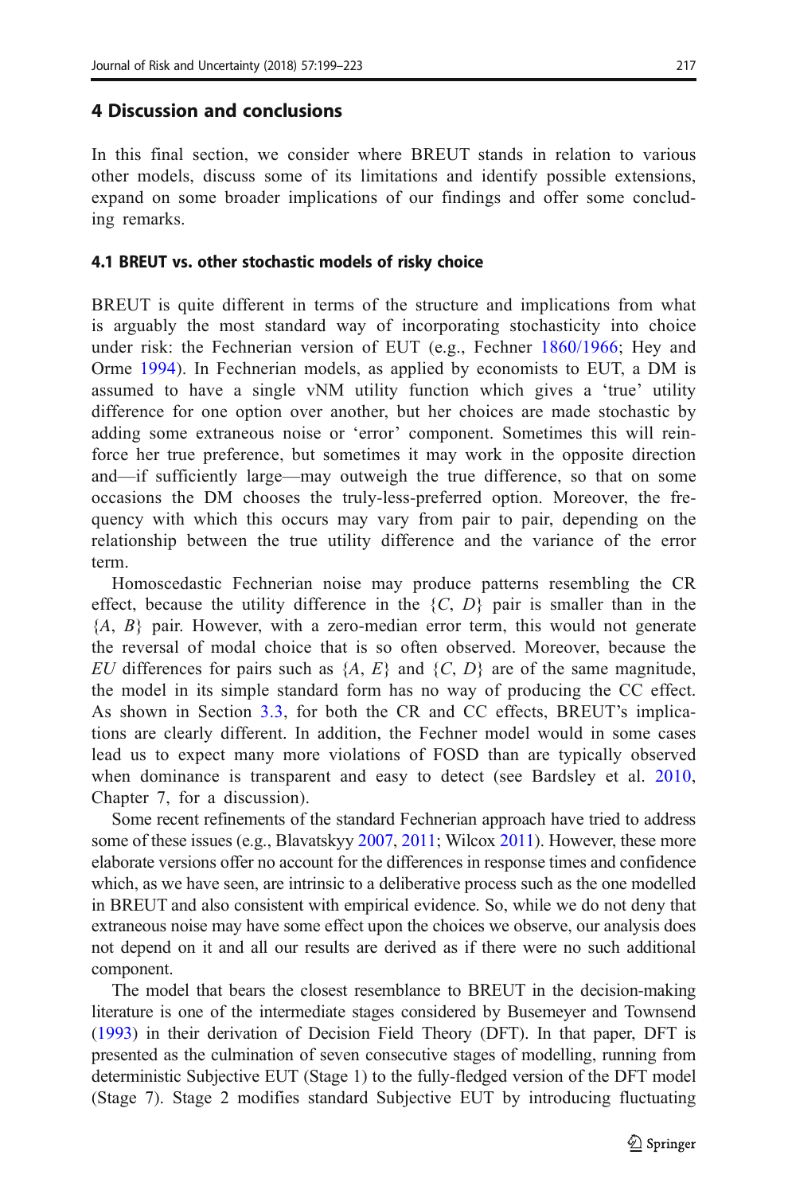## 4 Discussion and conclusions

In this final section, we consider where BREUT stands in relation to various other models, discuss some of its limitations and identify possible extensions, expand on some broader implications of our findings and offer some concluding remarks.

### 4.1 BREUT vs. other stochastic models of risky choice

BREUT is quite different in terms of the structure and implications from what is arguably the most standard way of incorporating stochasticity into choice under risk: the Fechnerian version of EUT (e.g., Fechner 1860/1966; Hey and Orme 1994). In Fechnerian models, as applied by economists to EUT, a DM is assumed to have a single vNM utility function which gives a 'true' utility difference for one option over another, but her choices are made stochastic by adding some extraneous noise or 'error' component. Sometimes this will reinforce her true preference, but sometimes it may work in the opposite direction and—if sufficiently large—may outweigh the true difference, so that on some occasions the DM chooses the truly-less-preferred option. Moreover, the frequency with which this occurs may vary from pair to pair, depending on the relationship between the true utility difference and the variance of the error term.

Homoscedastic Fechnerian noise may produce patterns resembling the CR effect, because the utility difference in the $\{C, D\}$ pair is smaller than in the $\{A, B\}$ pair. However, with a zero-median error term, this would not generate the reversal of modal choice that is so often observed. Moreover, because the *EU* differences for pairs such as $\{A, E\}$ and $\{C, D\}$ are of the same magnitude, the model in its simple standard form has no way of producing the CC effect. As shown in Section 3.3, for both the CR and CC effects, BREUT's implications are clearly different. In addition, the Fechner model would in some cases lead us to expect many more violations of FOSD than are typically observed when dominance is transparent and easy to detect (see Bardsley et al. 2010, Chapter 7, for a discussion).

Some recent refinements of the standard Fechnerian approach have tried to address some of these issues (e.g., Blavatskyy 2007, 2011; Wilcox 2011). However, these more elaborate versions offer no account for the differences in response times and confidence which, as we have seen, are intrinsic to a deliberative process such as the one modelled in BREUT and also consistent with empirical evidence. So, while we do not deny that extraneous noise may have some effect upon the choices we observe, our analysis does not depend on it and all our results are derived as if there were no such additional component.

The model that bears the closest resemblance to BREUT in the decision-making literature is one of the intermediate stages considered by Busemeyer and Townsend (1993) in their derivation of Decision Field Theory (DFT). In that paper, DFT is presented as the culmination of seven consecutive stages of modelling, running from deterministic Subjective EUT (Stage 1) to the fully-fledged version of the DFT model (Stage 7). Stage 2 modifies standard Subjective EUT by introducing fluctuating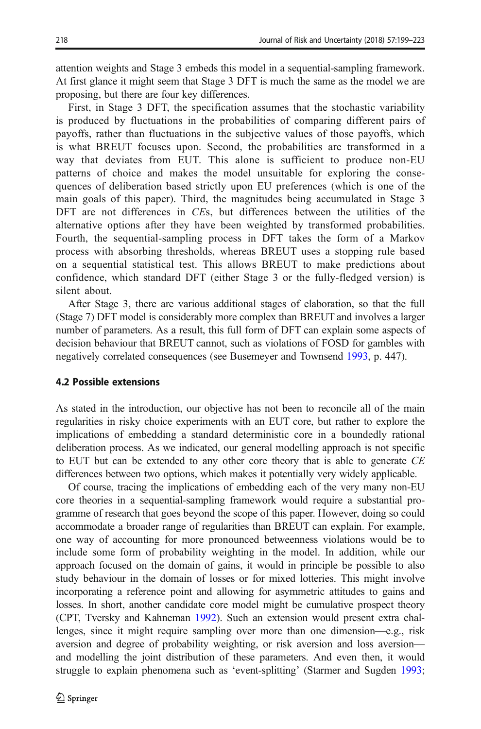attention weights and Stage 3 embeds this model in a sequential-sampling framework. At first glance it might seem that Stage 3 DFT is much the same as the model we are proposing, but there are four key differences.

First, in Stage 3 DFT, the specification assumes that the stochastic variability is produced by fluctuations in the probabilities of comparing different pairs of payoffs, rather than fluctuations in the subjective values of those payoffs, which is what BREUT focuses upon. Second, the probabilities are transformed in a way that deviates from EUT. This alone is sufficient to produce non-EU patterns of choice and makes the model unsuitable for exploring the consequences of deliberation based strictly upon EU preferences (which is one of the main goals of this paper). Third, the magnitudes being accumulated in Stage 3 DFT are not differences in *CE*s, but differences between the utilities of the alternative options after they have been weighted by transformed probabilities. Fourth, the sequential-sampling process in DFT takes the form of a Markov process with absorbing thresholds, whereas BREUT uses a stopping rule based on a sequential statistical test. This allows BREUT to make predictions about confidence, which standard DFT (either Stage 3 or the fully-fledged version) is silent about.

After Stage 3, there are various additional stages of elaboration, so that the full (Stage 7) DFT model is considerably more complex than BREUT and involves a larger number of parameters. As a result, this full form of DFT can explain some aspects of decision behaviour that BREUT cannot, such as violations of FOSD for gambles with negatively correlated consequences (see Busemeyer and Townsend 1993, p. 447).

### 4.2 Possible extensions

As stated in the introduction, our objective has not been to reconcile all of the main regularities in risky choice experiments with an EUT core, but rather to explore the implications of embedding a standard deterministic core in a boundedly rational deliberation process. As we indicated, our general modelling approach is not specific to EUT but can be extended to any other core theory that is able to generate *CE* differences between two options, which makes it potentially very widely applicable.

Of course, tracing the implications of embedding each of the very many non-EU core theories in a sequential-sampling framework would require a substantial programme of research that goes beyond the scope of this paper. However, doing so could accommodate a broader range of regularities than BREUT can explain. For example, one way of accounting for more pronounced betweenness violations would be to include some form of probability weighting in the model. In addition, while our approach focused on the domain of gains, it would in principle be possible to also study behaviour in the domain of losses or for mixed lotteries. This might involve incorporating a reference point and allowing for asymmetric attitudes to gains and losses. In short, another candidate core model might be cumulative prospect theory (CPT, Tversky and Kahneman 1992). Such an extension would present extra challenges, since it might require sampling over more than one dimension—e.g., risk aversion and degree of probability weighting, or risk aversion and loss aversion—and modelling the joint distribution of these parameters. And even then, it would struggle to explain phenomena such as 'event-splitting' (Starmer and Sugden 1993;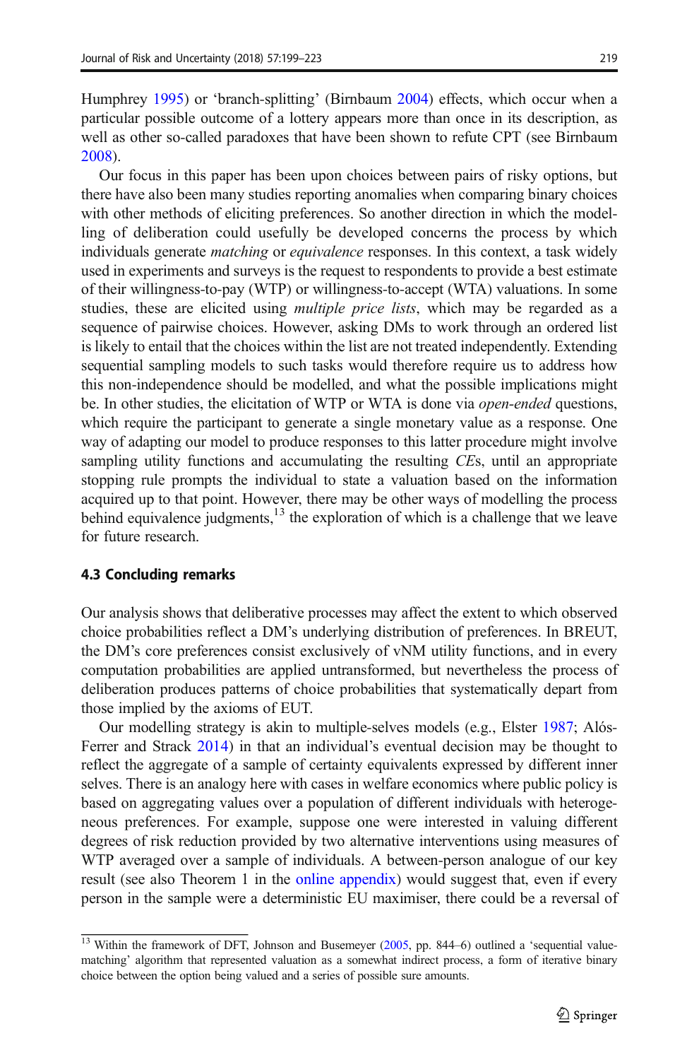Humphrey 1995) or 'branch-splitting' (Birnbaum 2004) effects, which occur when a particular possible outcome of a lottery appears more than once in its description, as well as other so-called paradoxes that have been shown to refute CPT (see Birnbaum 2008).

Our focus in this paper has been upon choices between pairs of risky options, but there have also been many studies reporting anomalies when comparing binary choices with other methods of eliciting preferences. So another direction in which the modelling of deliberation could usefully be developed concerns the process by which individuals generate *matching* or *equivalence* responses. In this context, a task widely used in experiments and surveys is the request to respondents to provide a best estimate of their willingness-to-pay (WTP) or willingness-to-accept (WTA) valuations. In some studies, these are elicited using *multiple price lists*, which may be regarded as a sequence of pairwise choices. However, asking DMs to work through an ordered list is likely to entail that the choices within the list are not treated independently. Extending sequential sampling models to such tasks would therefore require us to address how this non-independence should be modelled, and what the possible implications might be. In other studies, the elicitation of WTP or WTA is done via *open-ended* questions, which require the participant to generate a single monetary value as a response. One way of adapting our model to produce responses to this latter procedure might involve sampling utility functions and accumulating the resulting *CE*s, until an appropriate stopping rule prompts the individual to state a valuation based on the information acquired up to that point. However, there may be other ways of modelling the process behind equivalence judgments,[13] the exploration of which is a challenge that we leave for future research.

### 4.3 Concluding remarks

Our analysis shows that deliberative processes may affect the extent to which observed choice probabilities reflect a DM's underlying distribution of preferences. In BREUT, the DM's core preferences consist exclusively of vNM utility functions, and in every computation probabilities are applied untransformed, but nevertheless the process of deliberation produces patterns of choice probabilities that systematically depart from those implied by the axioms of EUT.

Our modelling strategy is akin to multiple-selves models (e.g., Elster 1987; Alós-Ferrer and Strack 2014) in that an individual's eventual decision may be thought to reflect the aggregate of a sample of certainty equivalents expressed by different inner selves. There is an analogy here with cases in welfare economics where public policy is based on aggregating values over a population of different individuals with heterogeneous preferences. For example, suppose one were interested in valuing different degrees of risk reduction provided by two alternative interventions using measures of WTP averaged over a sample of individuals. A between-person analogue of our key result (see also Theorem 1 in the online appendix) would suggest that, even if every person in the sample were a deterministic EU maximiser, there could be a reversal of

[13] Within the framework of DFT, Johnson and Busemeyer (2005, pp. 844–6) outlined a 'sequential value-matching' algorithm that represented valuation as a somewhat indirect process, a form of iterative binary choice between the option being valued and a series of possible sure amounts.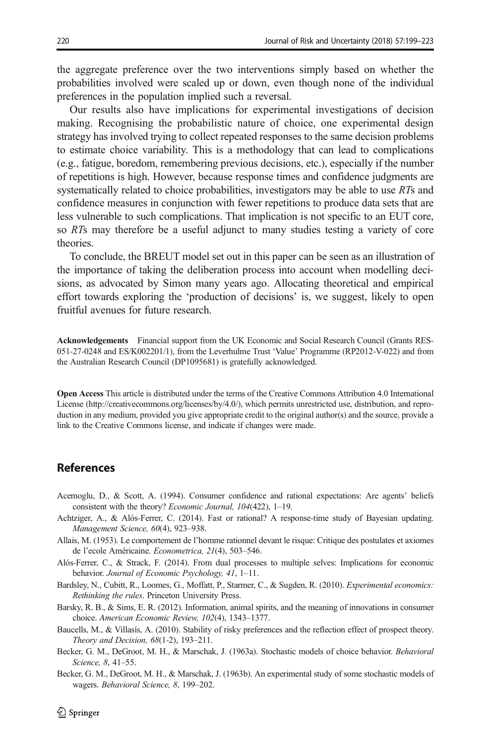the aggregate preference over the two interventions simply based on whether the probabilities involved were scaled up or down, even though none of the individual preferences in the population implied such a reversal.

Our results also have implications for experimental investigations of decision making. Recognising the probabilistic nature of choice, one experimental design strategy has involved trying to collect repeated responses to the same decision problems to estimate choice variability. This is a methodology that can lead to complications (e.g., fatigue, boredom, remembering previous decisions, etc.), especially if the number of repetitions is high. However, because response times and confidence judgments are systematically related to choice probabilities, investigators may be able to use *RT*s and confidence measures in conjunction with fewer repetitions to produce data sets that are less vulnerable to such complications. That implication is not specific to an EUT core, so *RT*s may therefore be a useful adjunct to many studies testing a variety of core theories.

To conclude, the BREUT model set out in this paper can be seen as an illustration of the importance of taking the deliberation process into account when modelling decisions, as advocated by Simon many years ago. Allocating theoretical and empirical effort towards exploring the 'production of decisions' is, we suggest, likely to open fruitful avenues for future research.

**Acknowledgements** Financial support from the UK Economic and Social Research Council (Grants RES-051-27-0248 and ES/K002201/1), from the Leverhulme Trust 'Value' Programme (RP2012-V-022) and from the Australian Research Council (DP1095681) is gratefully acknowledged.

**Open Access** This article is distributed under the terms of the Creative Commons Attribution 4.0 International License (http://creativecommons.org/licenses/by/4.0/), which permits unrestricted use, distribution, and reproduction in any medium, provided you give appropriate credit to the original author(s) and the source, provide a link to the Creative Commons license, and indicate if changes were made.

## References

Acemoglu, D., & Scott, A. (1994). Consumer confidence and rational expectations: Are agents' beliefs consistent with the theory? *Economic Journal, 104*(422), 1–19.

Achtziger, A., & Alós-Ferrer, C. (2014). Fast or rational? A response-time study of Bayesian updating. *Management Science, 60*(4), 923–938.

Allais, M. (1953). Le comportement de l'homme rationnel devant le risque: Critique des postulates et axiomes de l'ecole Américaine. *Econometrica, 21*(4), 503–546.

Alós-Ferrer, C., & Strack, F. (2014). From dual processes to multiple selves: Implications for economic behavior. *Journal of Economic Psychology, 41*, 1–11.

Bardsley, N., Cubitt, R., Loomes, G., Moffatt, P., Starmer, C., & Sugden, R. (2010). *Experimental economics: Rethinking the rules*. Princeton University Press.

Barsky, R. B., & Sims, E. R. (2012). Information, animal spirits, and the meaning of innovations in consumer choice. *American Economic Review, 102*(4), 1343–1377.

Baucells, M., & Villasís, A. (2010). Stability of risky preferences and the reflection effect of prospect theory. *Theory and Decision, 68*(1-2), 193–211.

Becker, G. M., DeGroot, M. H., & Marschak, J. (1963a). Stochastic models of choice behavior. *Behavioral Science, 8*, 41–55.

Becker, G. M., DeGroot, M. H., & Marschak, J. (1963b). An experimental study of some stochastic models of wagers. *Behavioral Science, 8*, 199–202.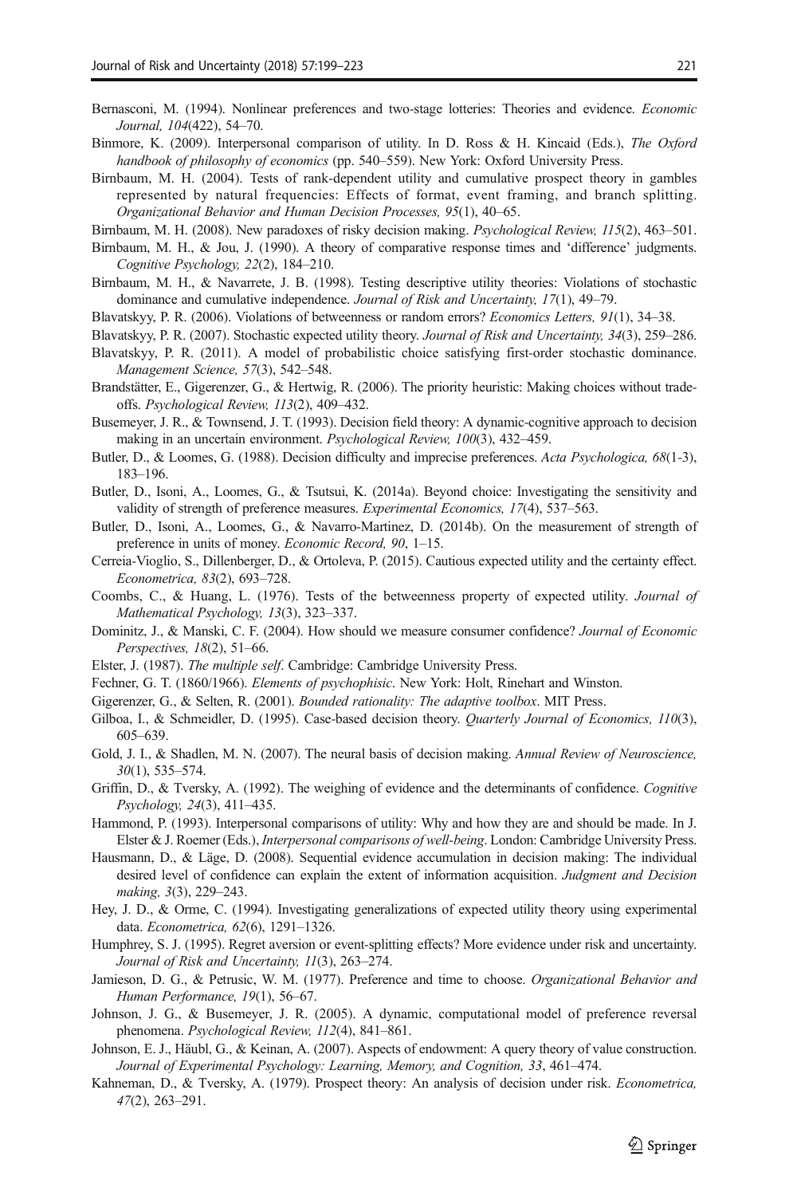Bernasconi, M. (1994). Nonlinear preferences and two-stage lotteries: Theories and evidence. *Economic Journal, 104*(422), 54–70.

Binmore, K. (2009). Interpersonal comparison of utility. In D. Ross & H. Kincaid (Eds.), *The Oxford handbook of philosophy of economics* (pp. 540–559). New York: Oxford University Press.

Birnbaum, M. H. (2004). Tests of rank-dependent utility and cumulative prospect theory in gambles represented by natural frequencies: Effects of format, event framing, and branch splitting. *Organizational Behavior and Human Decision Processes, 95*(1), 40–65.

Birnbaum, M. H. (2008). New paradoxes of risky decision making. *Psychological Review, 115*(2), 463–501.

Birnbaum, M. H., & Jou, J. (1990). A theory of comparative response times and 'difference' judgments. *Cognitive Psychology, 22*(2), 184–210.

Birnbaum, M. H., & Navarrete, J. B. (1998). Testing descriptive utility theories: Violations of stochastic dominance and cumulative independence. *Journal of Risk and Uncertainty, 17*(1), 49–79.

Blavatskyy, P. R. (2006). Violations of betweenness or random errors? *Economics Letters, 91*(1), 34–38.

Blavatskyy, P. R. (2007). Stochastic expected utility theory. *Journal of Risk and Uncertainty, 34*(3), 259–286.

Blavatskyy, P. R. (2011). A model of probabilistic choice satisfying first-order stochastic dominance. *Management Science, 57*(3), 542–548.

Brandstätter, E., Gigerenzer, G., & Hertwig, R. (2006). The priority heuristic: Making choices without trade-offs. *Psychological Review, 113*(2), 409–432.

Busemeyer, J. R., & Townsend, J. T. (1993). Decision field theory: A dynamic-cognitive approach to decision making in an uncertain environment. *Psychological Review, 100*(3), 432–459.

Butler, D., & Loomes, G. (1988). Decision difficulty and imprecise preferences. *Acta Psychologica, 68*(1-3), 183–196.

Butler, D., Isoni, A., Loomes, G., & Tsutsui, K. (2014a). Beyond choice: Investigating the sensitivity and validity of strength of preference measures. *Experimental Economics, 17*(4), 537–563.

Butler, D., Isoni, A., Loomes, G., & Navarro-Martinez, D. (2014b). On the measurement of strength of preference in units of money. *Economic Record, 90*, 1–15.

Cerreia-Vioglio, S., Dillenberger, D., & Ortoleva, P. (2015). Cautious expected utility and the certainty effect. *Econometrica, 83*(2), 693–728.

Coombs, C., & Huang, L. (1976). Tests of the betweenness property of expected utility. *Journal of Mathematical Psychology, 13*(3), 323–337.

Dominitz, J., & Manski, C. F. (2004). How should we measure consumer confidence? *Journal of Economic Perspectives, 18*(2), 51–66.

Elster, J. (1987). *The multiple self*. Cambridge: Cambridge University Press.

Fechner, G. T. (1860/1966). *Elements of psychophisic*. New York: Holt, Rinehart and Winston.

Gigerenzer, G., & Selten, R. (2001). *Bounded rationality: The adaptive toolbox*. MIT Press.

Gilboa, I., & Schmeidler, D. (1995). Case-based decision theory. *Quarterly Journal of Economics, 110*(3), 605–639.

Gold, J. I., & Shadlen, M. N. (2007). The neural basis of decision making. *Annual Review of Neuroscience, 30*(1), 535–574.

Griffin, D., & Tversky, A. (1992). The weighing of evidence and the determinants of confidence. *Cognitive Psychology, 24*(3), 411–435.

Hammond, P. (1993). Interpersonal comparisons of utility: Why and how they are and should be made. In J. Elster & J. Roemer (Eds.), *Interpersonal comparisons of well-being*. London: Cambridge University Press.

Hausmann, D., & Läge, D. (2008). Sequential evidence accumulation in decision making: The individual desired level of confidence can explain the extent of information acquisition. *Judgment and Decision making, 3*(3), 229–243.

Hey, J. D., & Orme, C. (1994). Investigating generalizations of expected utility theory using experimental data. *Econometrica, 62*(6), 1291–1326.

Humphrey, S. J. (1995). Regret aversion or event-splitting effects? More evidence under risk and uncertainty. *Journal of Risk and Uncertainty, 11*(3), 263–274.

Jamieson, D. G., & Petrusic, W. M. (1977). Preference and time to choose. *Organizational Behavior and Human Performance, 19*(1), 56–67.

Johnson, J. G., & Busemeyer, J. R. (2005). A dynamic, computational model of preference reversal phenomena. *Psychological Review, 112*(4), 841–861.

Johnson, E. J., Häubl, G., & Keinan, A. (2007). Aspects of endowment: A query theory of value construction. *Journal of Experimental Psychology: Learning, Memory, and Cognition, 33*, 461–474.

Kahneman, D., & Tversky, A. (1979). Prospect theory: An analysis of decision under risk. *Econometrica, 47*(2), 263–291.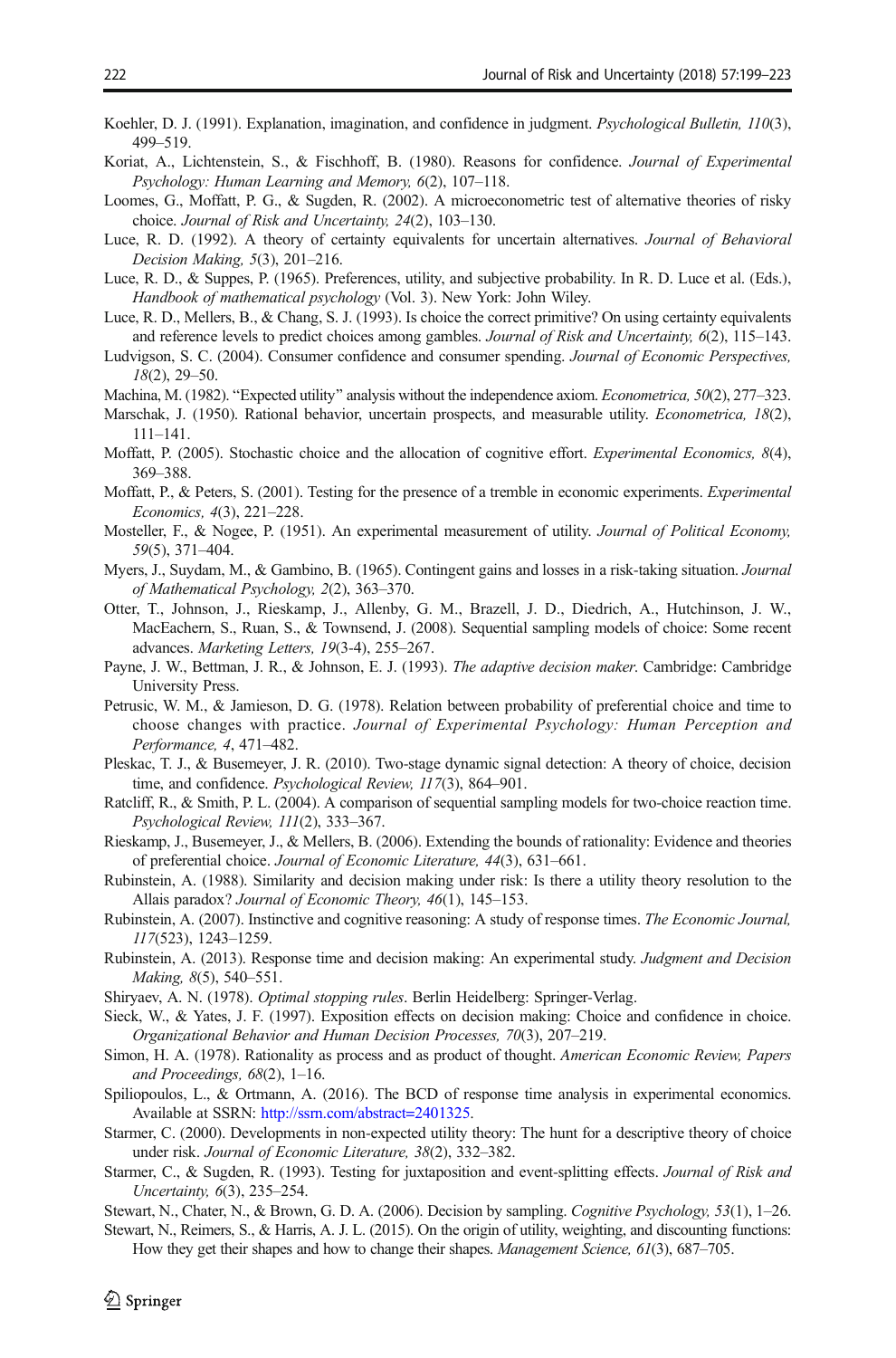Koehler, D. J. (1991). Explanation, imagination, and confidence in judgment. *Psychological Bulletin, 110*(3), 499–519.

Koriat, A., Lichtenstein, S., & Fischhoff, B. (1980). Reasons for confidence. *Journal of Experimental Psychology: Human Learning and Memory, 6*(2), 107–118.

Loomes, G., Moffatt, P. G., & Sugden, R. (2002). A microeconometric test of alternative theories of risky choice. *Journal of Risk and Uncertainty, 24*(2), 103–130.

Luce, R. D. (1992). A theory of certainty equivalents for uncertain alternatives. *Journal of Behavioral Decision Making, 5*(3), 201–216.

Luce, R. D., & Suppes, P. (1965). Preferences, utility, and subjective probability. In R. D. Luce et al. (Eds.), *Handbook of mathematical psychology* (Vol. 3). New York: John Wiley.

Luce, R. D., Mellers, B., & Chang, S. J. (1993). Is choice the correct primitive? On using certainty equivalents and reference levels to predict choices among gambles. *Journal of Risk and Uncertainty, 6*(2), 115–143.

Ludvigson, S. C. (2004). Consumer confidence and consumer spending. *Journal of Economic Perspectives, 18*(2), 29–50.

Machina, M. (1982). "Expected utility" analysis without the independence axiom. *Econometrica, 50*(2), 277–323.

Marschak, J. (1950). Rational behavior, uncertain prospects, and measurable utility. *Econometrica, 18*(2), 111–141.

Moffatt, P. (2005). Stochastic choice and the allocation of cognitive effort. *Experimental Economics, 8*(4), 369–388.

Moffatt, P., & Peters, S. (2001). Testing for the presence of a tremble in economic experiments. *Experimental Economics, 4*(3), 221–228.

Mosteller, F., & Nogee, P. (1951). An experimental measurement of utility. *Journal of Political Economy, 59*(5), 371–404.

Myers, J., Suydam, M., & Gambino, B. (1965). Contingent gains and losses in a risk-taking situation. *Journal of Mathematical Psychology, 2*(2), 363–370.

Otter, T., Johnson, J., Rieskamp, J., Allenby, G. M., Brazell, J. D., Diedrich, A., Hutchinson, J. W., MacEachern, S., Ruan, S., & Townsend, J. (2008). Sequential sampling models of choice: Some recent advances. *Marketing Letters, 19*(3-4), 255–267.

Payne, J. W., Bettman, J. R., & Johnson, E. J. (1993). *The adaptive decision maker*. Cambridge: Cambridge University Press.

Petrusic, W. M., & Jamieson, D. G. (1978). Relation between probability of preferential choice and time to choose changes with practice. *Journal of Experimental Psychology: Human Perception and Performance, 4*, 471–482.

Pleskac, T. J., & Busemeyer, J. R. (2010). Two-stage dynamic signal detection: A theory of choice, decision time, and confidence. *Psychological Review, 117*(3), 864–901.

Ratcliff, R., & Smith, P. L. (2004). A comparison of sequential sampling models for two-choice reaction time. *Psychological Review, 111*(2), 333–367.

Rieskamp, J., Busemeyer, J., & Mellers, B. (2006). Extending the bounds of rationality: Evidence and theories of preferential choice. *Journal of Economic Literature, 44*(3), 631–661.

Rubinstein, A. (1988). Similarity and decision making under risk: Is there a utility theory resolution to the Allais paradox? *Journal of Economic Theory, 46*(1), 145–153.

Rubinstein, A. (2007). Instinctive and cognitive reasoning: A study of response times. *The Economic Journal, 117*(523), 1243–1259.

Rubinstein, A. (2013). Response time and decision making: An experimental study. *Judgment and Decision Making, 8*(5), 540–551.

Shiryaev, A. N. (1978). *Optimal stopping rules*. Berlin Heidelberg: Springer-Verlag.

Sieck, W., & Yates, J. F. (1997). Exposition effects on decision making: Choice and confidence in choice. *Organizational Behavior and Human Decision Processes, 70*(3), 207–219.

Simon, H. A. (1978). Rationality as process and as product of thought. *American Economic Review, Papers and Proceedings, 68*(2), 1–16.

Spiliopoulos, L., & Ortmann, A. (2016). The BCD of response time analysis in experimental economics. Available at SSRN: http://ssrn.com/abstract=2401325.

Starmer, C. (2000). Developments in non-expected utility theory: The hunt for a descriptive theory of choice under risk. *Journal of Economic Literature, 38*(2), 332–382.

Starmer, C., & Sugden, R. (1993). Testing for juxtaposition and event-splitting effects. *Journal of Risk and Uncertainty, 6*(3), 235–254.

Stewart, N., Chater, N., & Brown, G. D. A. (2006). Decision by sampling. *Cognitive Psychology, 53*(1), 1–26.

Stewart, N., Reimers, S., & Harris, A. J. L. (2015). On the origin of utility, weighting, and discounting functions: How they get their shapes and how to change their shapes. *Management Science, 61*(3), 687–705.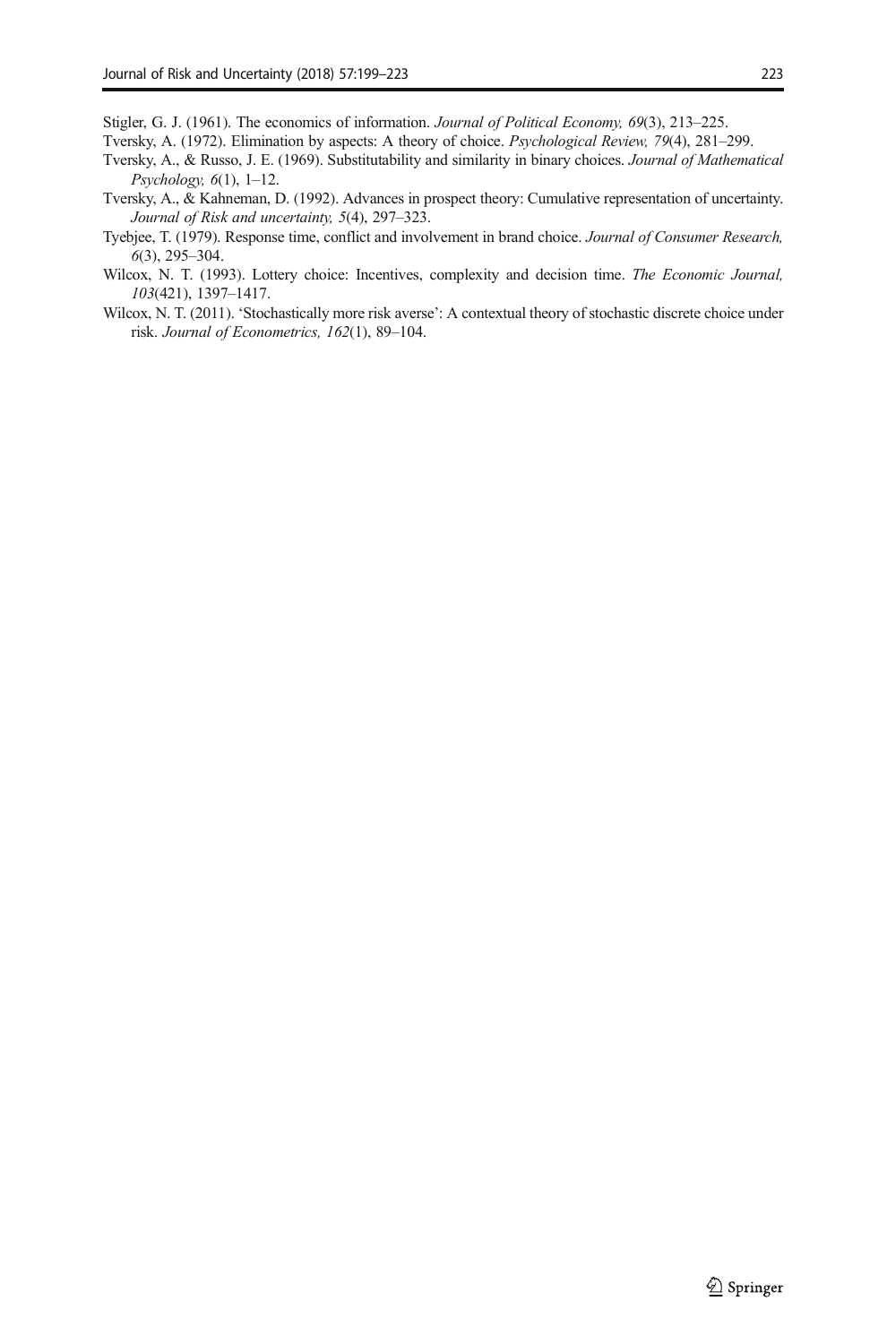Stigler, G. J. (1961). The economics of information. *Journal of Political Economy, 69*(3), 213–225.

Tversky, A. (1972). Elimination by aspects: A theory of choice. *Psychological Review, 79*(4), 281–299.

Tversky, A., & Russo, J. E. (1969). Substitutability and similarity in binary choices. *Journal of Mathematical Psychology, 6*(1), 1–12.

Tversky, A., & Kahneman, D. (1992). Advances in prospect theory: Cumulative representation of uncertainty. *Journal of Risk and uncertainty, 5*(4), 297–323.

Tyebjee, T. (1979). Response time, conflict and involvement in brand choice. *Journal of Consumer Research, 6*(3), 295–304.

Wilcox, N. T. (1993). Lottery choice: Incentives, complexity and decision time. *The Economic Journal, 103*(421), 1397–1417.

Wilcox, N. T. (2011). 'Stochastically more risk averse': A contextual theory of stochastic discrete choice under risk. *Journal of Econometrics, 162*(1), 89–104.